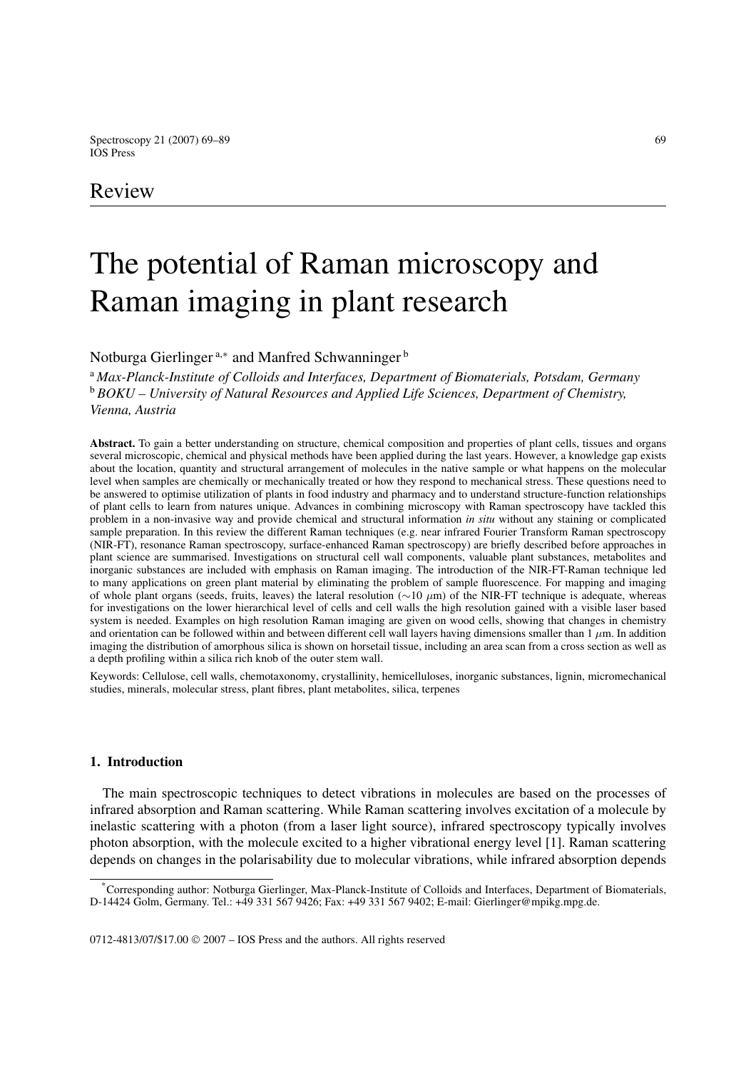## Review

# The potential of Raman microscopy and Raman imaging in plant research

Notburga Gierlinger [a,*] and Manfred Schwanninger [b]

[a] *Max-Planck-Institute of Colloids and Interfaces, Department of Biomaterials, Potsdam, Germany*
[b] *BOKU – University of Natural Resources and Applied Life Sciences, Department of Chemistry, Vienna, Austria*

**Abstract.** To gain a better understanding on structure, chemical composition and properties of plant cells, tissues and organs several microscopic, chemical and physical methods have been applied during the last years. However, a knowledge gap exists about the location, quantity and structural arrangement of molecules in the native sample or what happens on the molecular level when samples are chemically or mechanically treated or how they respond to mechanical stress. These questions need to be answered to optimise utilization of plants in food industry and pharmacy and to understand structure-function relationships of plant cells to learn from natures unique. Advances in combining microscopy with Raman spectroscopy have tackled this problem in a non-invasive way and provide chemical and structural information *in situ* without any staining or complicated sample preparation. In this review the different Raman techniques (e.g. near infrared Fourier Transform Raman spectroscopy (NIR-FT), resonance Raman spectroscopy, surface-enhanced Raman spectroscopy) are briefly described before approaches in plant science are summarised. Investigations on structural cell wall components, valuable plant substances, metabolites and inorganic substances are included with emphasis on Raman imaging. The introduction of the NIR-FT-Raman technique led to many applications on green plant material by eliminating the problem of sample fluorescence. For mapping and imaging of whole plant organs (seeds, fruits, leaves) the lateral resolution ($\sim$10 $\mu$m) of the NIR-FT technique is adequate, whereas for investigations on the lower hierarchical level of cells and cell walls the high resolution gained with a visible laser based system is needed. Examples on high resolution Raman imaging are given on wood cells, showing that changes in chemistry and orientation can be followed within and between different cell wall layers having dimensions smaller than 1 $\mu$m. In addition imaging the distribution of amorphous silica is shown on horsetail tissue, including an area scan from a cross section as well as a depth profiling within a silica rich knob of the outer stem wall.

Keywords: Cellulose, cell walls, chemotaxonomy, crystallinity, hemicelluloses, inorganic substances, lignin, micromechanical studies, minerals, molecular stress, plant fibres, plant metabolites, silica, terpenes

## 1. Introduction

The main spectroscopic techniques to detect vibrations in molecules are based on the processes of infrared absorption and Raman scattering. While Raman scattering involves excitation of a molecule by inelastic scattering with a photon (from a laser light source), infrared spectroscopy typically involves photon absorption, with the molecule excited to a higher vibrational energy level [1]. Raman scattering depends on changes in the polarisability due to molecular vibrations, while infrared absorption depends

*Corresponding author: Notburga Gierlinger, Max-Planck-Institute of Colloids and Interfaces, Department of Biomaterials, D-14424 Golm, Germany. Tel.: +49 331 567 9426; Fax: +49 331 567 9402; E-mail: Gierlinger@mpikg.mpg.de.

0712-4813/07/$17.00 © 2007 – IOS Press and the authors. All rights reserved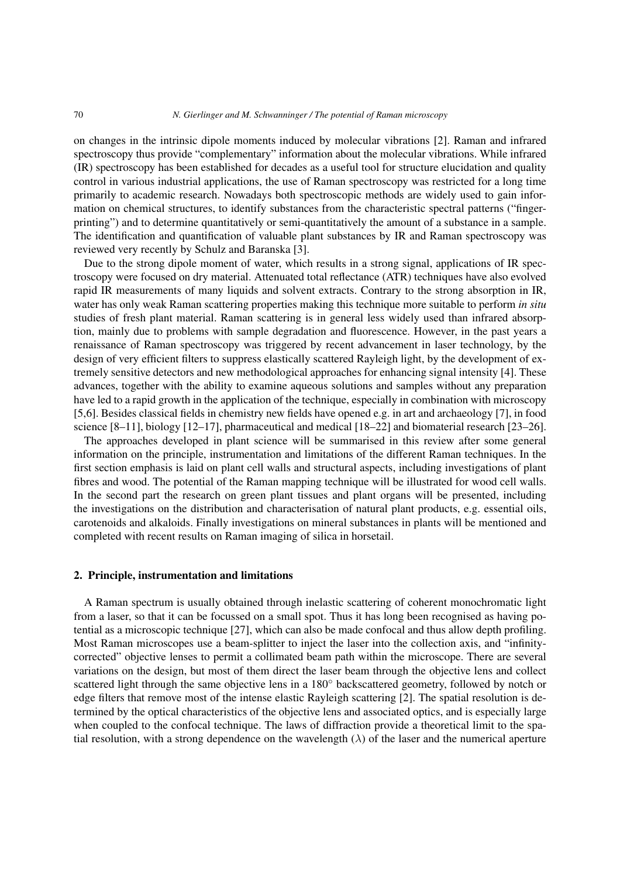on changes in the intrinsic dipole moments induced by molecular vibrations [2]. Raman and infrared spectroscopy thus provide "complementary" information about the molecular vibrations. While infrared (IR) spectroscopy has been established for decades as a useful tool for structure elucidation and quality control in various industrial applications, the use of Raman spectroscopy was restricted for a long time primarily to academic research. Nowadays both spectroscopic methods are widely used to gain information on chemical structures, to identify substances from the characteristic spectral patterns ("fingerprinting") and to determine quantitatively or semi-quantitatively the amount of a substance in a sample. The identification and quantification of valuable plant substances by IR and Raman spectroscopy was reviewed very recently by Schulz and Baranska [3].

Due to the strong dipole moment of water, which results in a strong signal, applications of IR spectroscopy were focused on dry material. Attenuated total reflectance (ATR) techniques have also evolved rapid IR measurements of many liquids and solvent extracts. Contrary to the strong absorption in IR, water has only weak Raman scattering properties making this technique more suitable to perform *in situ* studies of fresh plant material. Raman scattering is in general less widely used than infrared absorption, mainly due to problems with sample degradation and fluorescence. However, in the past years a renaissance of Raman spectroscopy was triggered by recent advancement in laser technology, by the design of very efficient filters to suppress elastically scattered Rayleigh light, by the development of extremely sensitive detectors and new methodological approaches for enhancing signal intensity [4]. These advances, together with the ability to examine aqueous solutions and samples without any preparation have led to a rapid growth in the application of the technique, especially in combination with microscopy [5,6]. Besides classical fields in chemistry new fields have opened e.g. in art and archaeology [7], in food science [8–11], biology [12–17], pharmaceutical and medical [18–22] and biomaterial research [23–26].

The approaches developed in plant science will be summarised in this review after some general information on the principle, instrumentation and limitations of the different Raman techniques. In the first section emphasis is laid on plant cell walls and structural aspects, including investigations of plant fibres and wood. The potential of the Raman mapping technique will be illustrated for wood cell walls. In the second part the research on green plant tissues and plant organs will be presented, including the investigations on the distribution and characterisation of natural plant products, e.g. essential oils, carotenoids and alkaloids. Finally investigations on mineral substances in plants will be mentioned and completed with recent results on Raman imaging of silica in horsetail.

## 2. Principle, instrumentation and limitations

A Raman spectrum is usually obtained through inelastic scattering of coherent monochromatic light from a laser, so that it can be focussed on a small spot. Thus it has long been recognised as having potential as a microscopic technique [27], which can also be made confocal and thus allow depth profiling. Most Raman microscopes use a beam-splitter to inject the laser into the collection axis, and "infinity-corrected" objective lenses to permit a collimated beam path within the microscope. There are several variations on the design, but most of them direct the laser beam through the objective lens and collect scattered light through the same objective lens in a 180° backscattered geometry, followed by notch or edge filters that remove most of the intense elastic Rayleigh scattering [2]. The spatial resolution is determined by the optical characteristics of the objective lens and associated optics, and is especially large when coupled to the confocal technique. The laws of diffraction provide a theoretical limit to the spatial resolution, with a strong dependence on the wavelength ($\lambda$) of the laser and the numerical aperture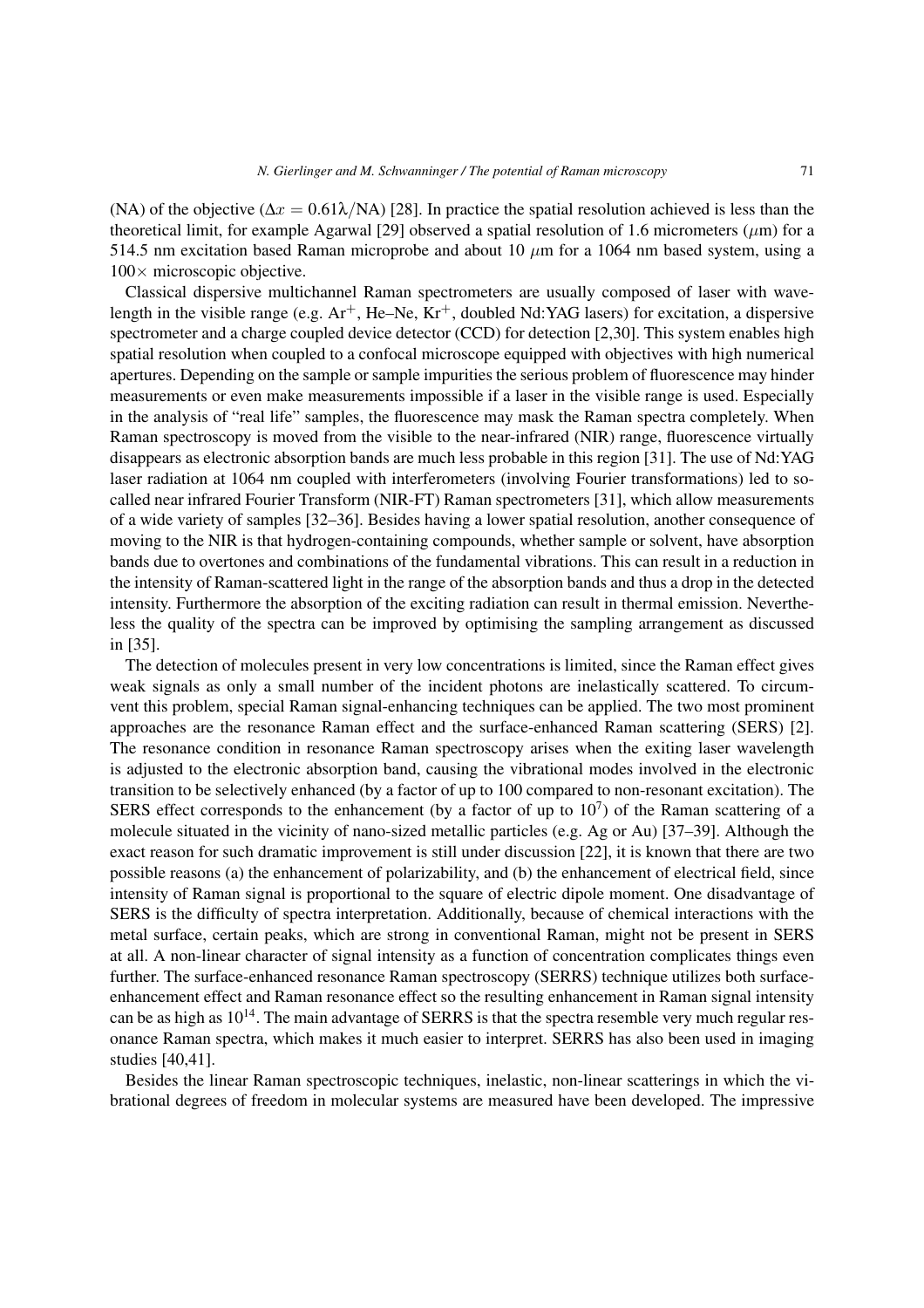(NA) of the objective ($\Delta x = 0.61\lambda/\text{NA}$) [28]. In practice the spatial resolution achieved is less than the theoretical limit, for example Agarwal [29] observed a spatial resolution of 1.6 micrometers ($\mu$m) for a 514.5 nm excitation based Raman microprobe and about 10 $\mu$m for a 1064 nm based system, using a 100× microscopic objective.

Classical dispersive multichannel Raman spectrometers are usually composed of laser with wavelength in the visible range (e.g. $Ar^+$, He–Ne, $Kr^+$, doubled Nd:YAG lasers) for excitation, a dispersive spectrometer and a charge coupled device detector (CCD) for detection [2,30]. This system enables high spatial resolution when coupled to a confocal microscope equipped with objectives with high numerical apertures. Depending on the sample or sample impurities the serious problem of fluorescence may hinder measurements or even make measurements impossible if a laser in the visible range is used. Especially in the analysis of "real life" samples, the fluorescence may mask the Raman spectra completely. When Raman spectroscopy is moved from the visible to the near-infrared (NIR) range, fluorescence virtually disappears as electronic absorption bands are much less probable in this region [31]. The use of Nd:YAG laser radiation at 1064 nm coupled with interferometers (involving Fourier transformations) led to so-called near infrared Fourier Transform (NIR-FT) Raman spectrometers [31], which allow measurements of a wide variety of samples [32–36]. Besides having a lower spatial resolution, another consequence of moving to the NIR is that hydrogen-containing compounds, whether sample or solvent, have absorption bands due to overtones and combinations of the fundamental vibrations. This can result in a reduction in the intensity of Raman-scattered light in the range of the absorption bands and thus a drop in the detected intensity. Furthermore the absorption of the exciting radiation can result in thermal emission. Nevertheless the quality of the spectra can be improved by optimising the sampling arrangement as discussed in [35].

The detection of molecules present in very low concentrations is limited, since the Raman effect gives weak signals as only a small number of the incident photons are inelastically scattered. To circumvent this problem, special Raman signal-enhancing techniques can be applied. The two most prominent approaches are the resonance Raman effect and the surface-enhanced Raman scattering (SERS) [2]. The resonance condition in resonance Raman spectroscopy arises when the exiting laser wavelength is adjusted to the electronic absorption band, causing the vibrational modes involved in the electronic transition to be selectively enhanced (by a factor of up to 100 compared to non-resonant excitation). The SERS effect corresponds to the enhancement (by a factor of up to $10^7$) of the Raman scattering of a molecule situated in the vicinity of nano-sized metallic particles (e.g. Ag or Au) [37–39]. Although the exact reason for such dramatic improvement is still under discussion [22], it is known that there are two possible reasons (a) the enhancement of polarizability, and (b) the enhancement of electrical field, since intensity of Raman signal is proportional to the square of electric dipole moment. One disadvantage of SERS is the difficulty of spectra interpretation. Additionally, because of chemical interactions with the metal surface, certain peaks, which are strong in conventional Raman, might not be present in SERS at all. A non-linear character of signal intensity as a function of concentration complicates things even further. The surface-enhanced resonance Raman spectroscopy (SERRS) technique utilizes both surface-enhancement effect and Raman resonance effect so the resulting enhancement in Raman signal intensity can be as high as $10^{14}$. The main advantage of SERRS is that the spectra resemble very much regular resonance Raman spectra, which makes it much easier to interpret. SERRS has also been used in imaging studies [40,41].

Besides the linear Raman spectroscopic techniques, inelastic, non-linear scatterings in which the vibrational degrees of freedom in molecular systems are measured have been developed. The impressive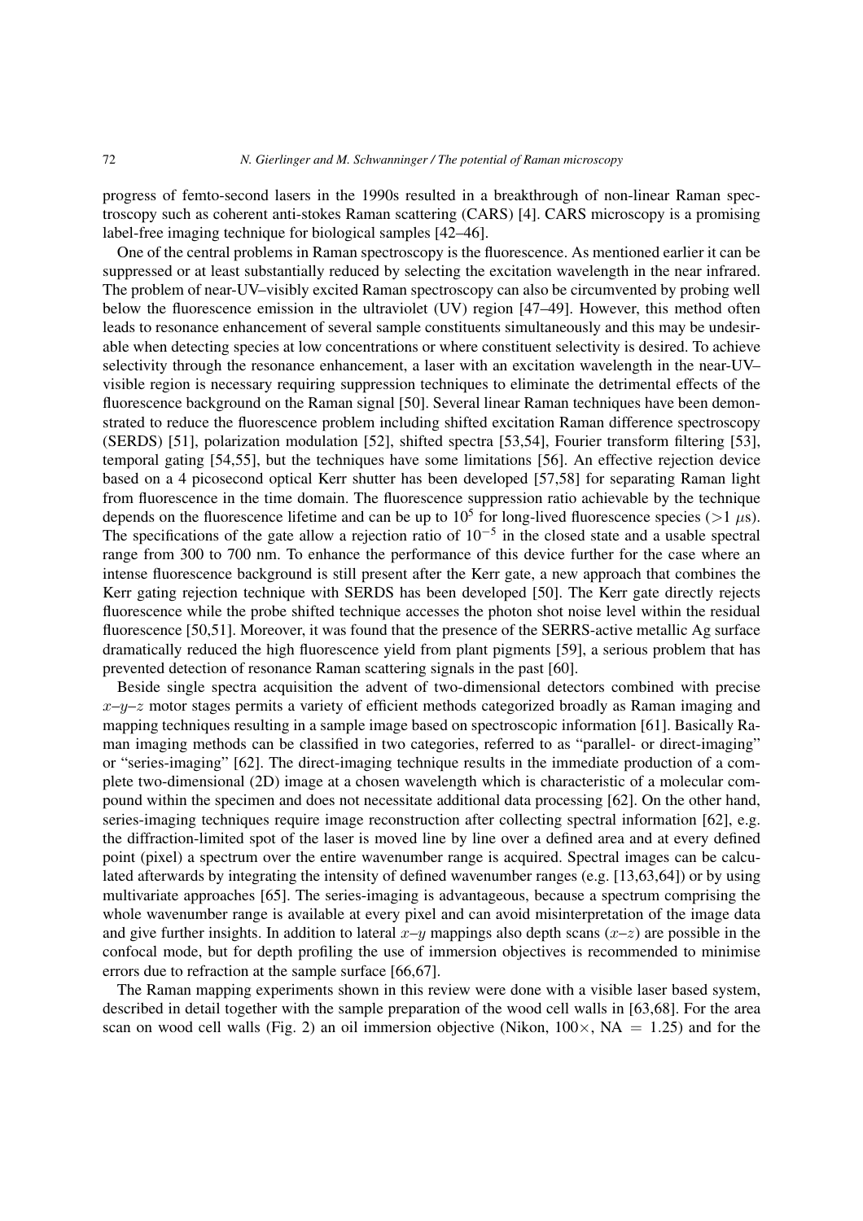progress of femto-second lasers in the 1990s resulted in a breakthrough of non-linear Raman spectroscopy such as coherent anti-stokes Raman scattering (CARS) [4]. CARS microscopy is a promising label-free imaging technique for biological samples [42–46].

One of the central problems in Raman spectroscopy is the fluorescence. As mentioned earlier it can be suppressed or at least substantially reduced by selecting the excitation wavelength in the near infrared. The problem of near-UV–visibly excited Raman spectroscopy can also be circumvented by probing well below the fluorescence emission in the ultraviolet (UV) region [47–49]. However, this method often leads to resonance enhancement of several sample constituents simultaneously and this may be undesirable when detecting species at low concentrations or where constituent selectivity is desired. To achieve selectivity through the resonance enhancement, a laser with an excitation wavelength in the near-UV–visible region is necessary requiring suppression techniques to eliminate the detrimental effects of the fluorescence background on the Raman signal [50]. Several linear Raman techniques have been demonstrated to reduce the fluorescence problem including shifted excitation Raman difference spectroscopy (SERDS) [51], polarization modulation [52], shifted spectra [53,54], Fourier transform filtering [53], temporal gating [54,55], but the techniques have some limitations [56]. An effective rejection device based on a 4 picosecond optical Kerr shutter has been developed [57,58] for separating Raman light from fluorescence in the time domain. The fluorescence suppression ratio achievable by the technique depends on the fluorescence lifetime and can be up to $10^5$ for long-lived fluorescence species ($>1$ $\mu$s). The specifications of the gate allow a rejection ratio of $10^{-5}$ in the closed state and a usable spectral range from 300 to 700 nm. To enhance the performance of this device further for the case where an intense fluorescence background is still present after the Kerr gate, a new approach that combines the Kerr gating rejection technique with SERDS has been developed [50]. The Kerr gate directly rejects fluorescence while the probe shifted technique accesses the photon shot noise level within the residual fluorescence [50,51]. Moreover, it was found that the presence of the SERRS-active metallic Ag surface dramatically reduced the high fluorescence yield from plant pigments [59], a serious problem that has prevented detection of resonance Raman scattering signals in the past [60].

Beside single spectra acquisition the advent of two-dimensional detectors combined with precise $x$–$y$–$z$ motor stages permits a variety of efficient methods categorized broadly as Raman imaging and mapping techniques resulting in a sample image based on spectroscopic information [61]. Basically Raman imaging methods can be classified in two categories, referred to as "parallel- or direct-imaging" or "series-imaging" [62]. The direct-imaging technique results in the immediate production of a complete two-dimensional (2D) image at a chosen wavelength which is characteristic of a molecular compound within the specimen and does not necessitate additional data processing [62]. On the other hand, series-imaging techniques require image reconstruction after collecting spectral information [62], e.g. the diffraction-limited spot of the laser is moved line by line over a defined area and at every defined point (pixel) a spectrum over the entire wavenumber range is acquired. Spectral images can be calculated afterwards by integrating the intensity of defined wavenumber ranges (e.g. [13,63,64]) or by using multivariate approaches [65]. The series-imaging is advantageous, because a spectrum comprising the whole wavenumber range is available at every pixel and can avoid misinterpretation of the image data and give further insights. In addition to lateral $x$–$y$ mappings also depth scans ($x$–$z$) are possible in the confocal mode, but for depth profiling the use of immersion objectives is recommended to minimise errors due to refraction at the sample surface [66,67].

The Raman mapping experiments shown in this review were done with a visible laser based system, described in detail together with the sample preparation of the wood cell walls in [63,68]. For the area scan on wood cell walls (Fig. 2) an oil immersion objective (Nikon, 100×, NA = 1.25) and for the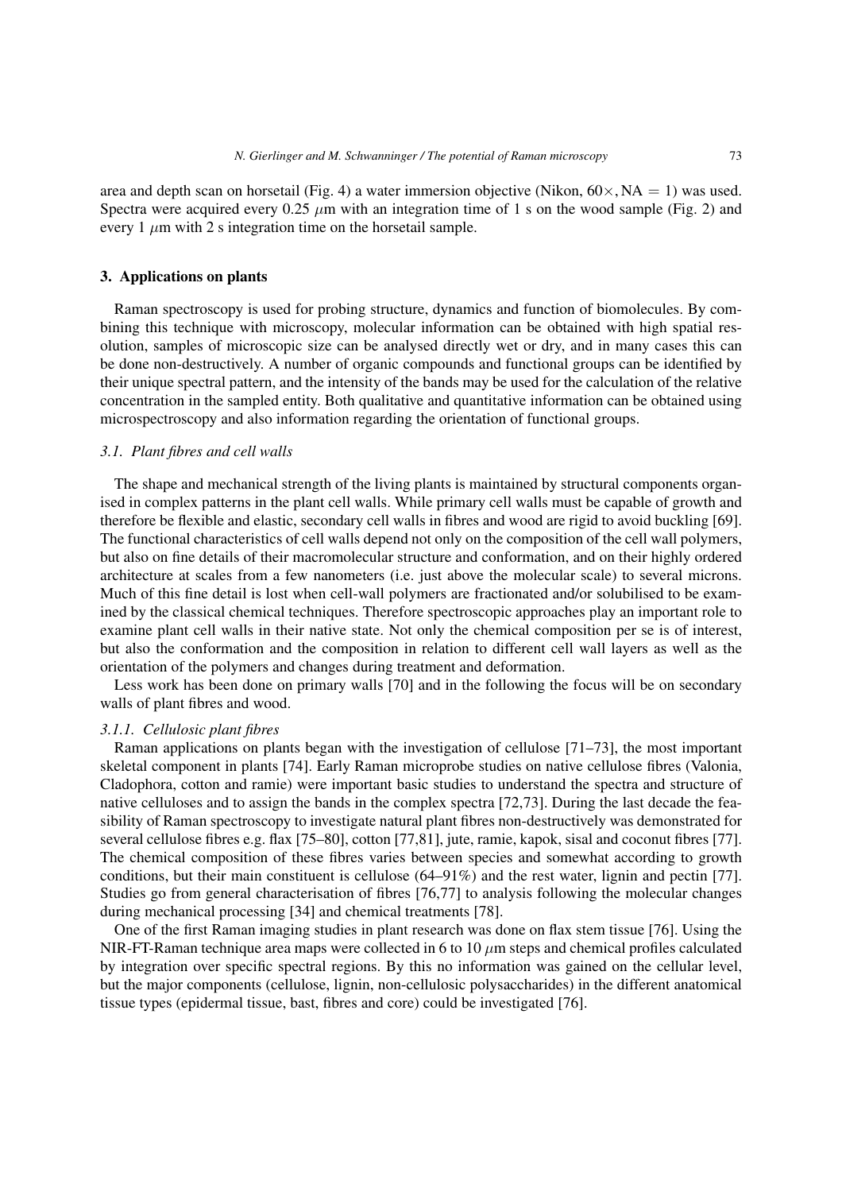area and depth scan on horsetail (Fig. 4) a water immersion objective (Nikon, $60\times$, NA $= 1$) was used. Spectra were acquired every 0.25 $\mu$m with an integration time of 1 s on the wood sample (Fig. 2) and every 1 $\mu$m with 2 s integration time on the horsetail sample.

## 3. Applications on plants

Raman spectroscopy is used for probing structure, dynamics and function of biomolecules. By combining this technique with microscopy, molecular information can be obtained with high spatial resolution, samples of microscopic size can be analysed directly wet or dry, and in many cases this can be done non-destructively. A number of organic compounds and functional groups can be identified by their unique spectral pattern, and the intensity of the bands may be used for the calculation of the relative concentration in the sampled entity. Both qualitative and quantitative information can be obtained using microspectroscopy and also information regarding the orientation of functional groups.

### *3.1. Plant fibres and cell walls*

The shape and mechanical strength of the living plants is maintained by structural components organised in complex patterns in the plant cell walls. While primary cell walls must be capable of growth and therefore be flexible and elastic, secondary cell walls in fibres and wood are rigid to avoid buckling [69]. The functional characteristics of cell walls depend not only on the composition of the cell wall polymers, but also on fine details of their macromolecular structure and conformation, and on their highly ordered architecture at scales from a few nanometers (i.e. just above the molecular scale) to several microns. Much of this fine detail is lost when cell-wall polymers are fractionated and/or solubilised to be examined by the classical chemical techniques. Therefore spectroscopic approaches play an important role to examine plant cell walls in their native state. Not only the chemical composition per se is of interest, but also the conformation and the composition in relation to different cell wall layers as well as the orientation of the polymers and changes during treatment and deformation.

Less work has been done on primary walls [70] and in the following the focus will be on secondary walls of plant fibres and wood.

#### *3.1.1. Cellulosic plant fibres*

Raman applications on plants began with the investigation of cellulose [71–73], the most important skeletal component in plants [74]. Early Raman microprobe studies on native cellulose fibres (Valonia, Cladophora, cotton and ramie) were important basic studies to understand the spectra and structure of native celluloses and to assign the bands in the complex spectra [72,73]. During the last decade the feasibility of Raman spectroscopy to investigate natural plant fibres non-destructively was demonstrated for several cellulose fibres e.g. flax [75–80], cotton [77,81], jute, ramie, kapok, sisal and coconut fibres [77]. The chemical composition of these fibres varies between species and somewhat according to growth conditions, but their main constituent is cellulose (64–91%) and the rest water, lignin and pectin [77]. Studies go from general characterisation of fibres [76,77] to analysis following the molecular changes during mechanical processing [34] and chemical treatments [78].

One of the first Raman imaging studies in plant research was done on flax stem tissue [76]. Using the NIR-FT-Raman technique area maps were collected in 6 to 10 $\mu$m steps and chemical profiles calculated by integration over specific spectral regions. By this no information was gained on the cellular level, but the major components (cellulose, lignin, non-cellulosic polysaccharides) in the different anatomical tissue types (epidermal tissue, bast, fibres and core) could be investigated [76].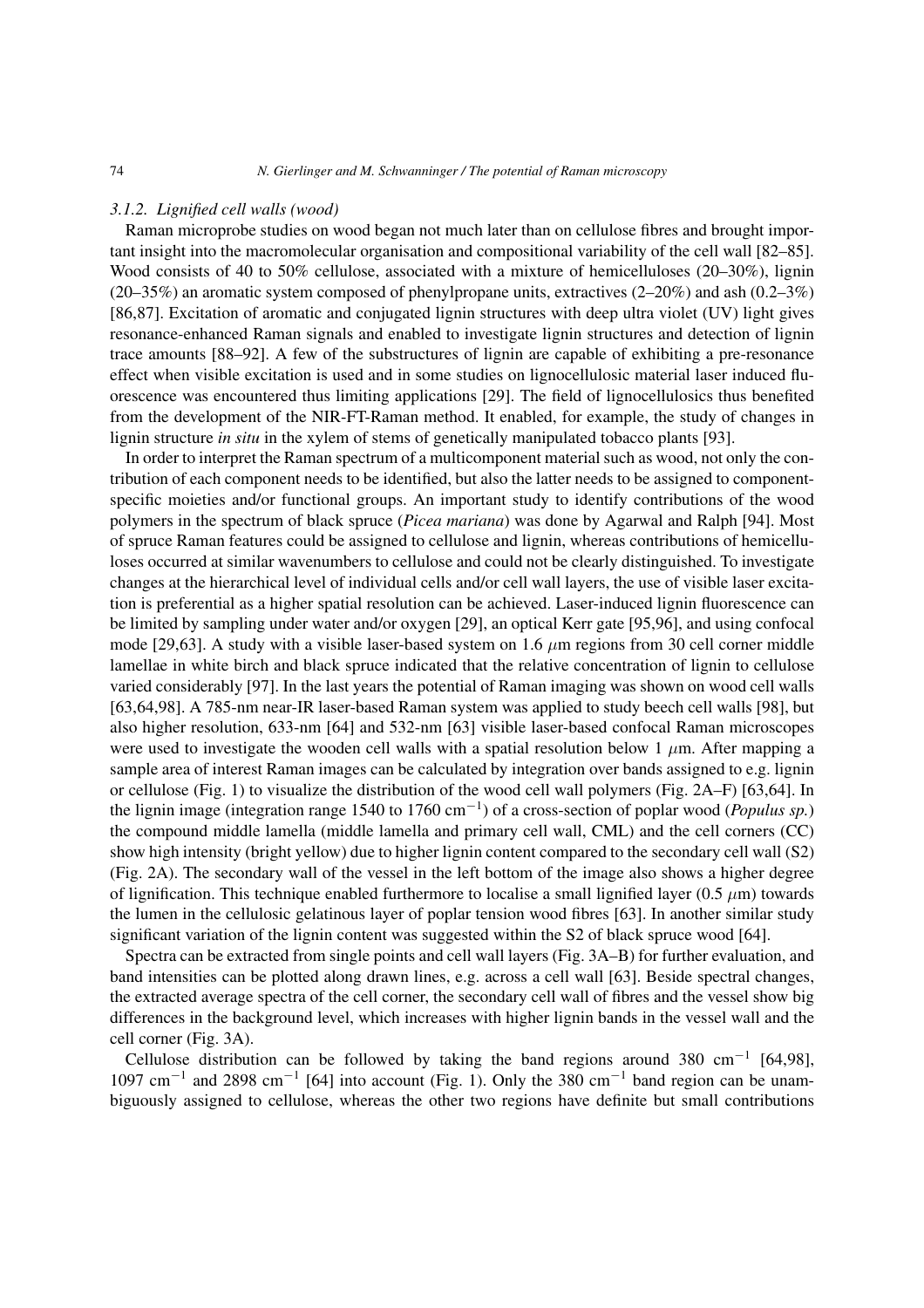### 3.1.2. Lignified cell walls (wood)

Raman microprobe studies on wood began not much later than on cellulose fibres and brought important insight into the macromolecular organisation and compositional variability of the cell wall [82–85]. Wood consists of 40 to 50% cellulose, associated with a mixture of hemicelluloses (20–30%), lignin (20–35%) an aromatic system composed of phenylpropane units, extractives (2–20%) and ash (0.2–3%) [86,87]. Excitation of aromatic and conjugated lignin structures with deep ultra violet (UV) light gives resonance-enhanced Raman signals and enabled to investigate lignin structures and detection of lignin trace amounts [88–92]. A few of the substructures of lignin are capable of exhibiting a pre-resonance effect when visible excitation is used and in some studies on lignocellulosic material laser induced fluorescence was encountered thus limiting applications [29]. The field of lignocellulosics thus benefited from the development of the NIR-FT-Raman method. It enabled, for example, the study of changes in lignin structure *in situ* in the xylem of stems of genetically manipulated tobacco plants [93].

In order to interpret the Raman spectrum of a multicomponent material such as wood, not only the contribution of each component needs to be identified, but also the latter needs to be assigned to component-specific moieties and/or functional groups. An important study to identify contributions of the wood polymers in the spectrum of black spruce (*Picea mariana*) was done by Agarwal and Ralph [94]. Most of spruce Raman features could be assigned to cellulose and lignin, whereas contributions of hemicelluloses occurred at similar wavenumbers to cellulose and could not be clearly distinguished. To investigate changes at the hierarchical level of individual cells and/or cell wall layers, the use of visible laser excitation is preferential as a higher spatial resolution can be achieved. Laser-induced lignin fluorescence can be limited by sampling under water and/or oxygen [29], an optical Kerr gate [95,96], and using confocal mode [29,63]. A study with a visible laser-based system on 1.6 $\mu$m regions from 30 cell corner middle lamellae in white birch and black spruce indicated that the relative concentration of lignin to cellulose varied considerably [97]. In the last years the potential of Raman imaging was shown on wood cell walls [63,64,98]. A 785-nm near-IR laser-based Raman system was applied to study beech cell walls [98], but also higher resolution, 633-nm [64] and 532-nm [63] visible laser-based confocal Raman microscopes were used to investigate the wooden cell walls with a spatial resolution below 1 $\mu$m. After mapping a sample area of interest Raman images can be calculated by integration over bands assigned to e.g. lignin or cellulose (Fig. 1) to visualize the distribution of the wood cell wall polymers (Fig. 2A–F) [63,64]. In the lignin image (integration range 1540 to 1760 $cm^{-1}$) of a cross-section of poplar wood (*Populus sp.*) the compound middle lamella (middle lamella and primary cell wall, CML) and the cell corners (CC) show high intensity (bright yellow) due to higher lignin content compared to the secondary cell wall (S2) (Fig. 2A). The secondary wall of the vessel in the left bottom of the image also shows a higher degree of lignification. This technique enabled furthermore to localise a small lignified layer (0.5 $\mu$m) towards the lumen in the cellulosic gelatinous layer of poplar tension wood fibres [63]. In another similar study significant variation of the lignin content was suggested within the S2 of black spruce wood [64].

Spectra can be extracted from single points and cell wall layers (Fig. 3A–B) for further evaluation, and band intensities can be plotted along drawn lines, e.g. across a cell wall [63]. Beside spectral changes, the extracted average spectra of the cell corner, the secondary cell wall of fibres and the vessel show big differences in the background level, which increases with higher lignin bands in the vessel wall and the cell corner (Fig. 3A).

Cellulose distribution can be followed by taking the band regions around 380 $cm^{-1}$ [64,98], 1097 $cm^{-1}$ and 2898 $cm^{-1}$ [64] into account (Fig. 1). Only the 380 $cm^{-1}$ band region can be unambiguously assigned to cellulose, whereas the other two regions have definite but small contributions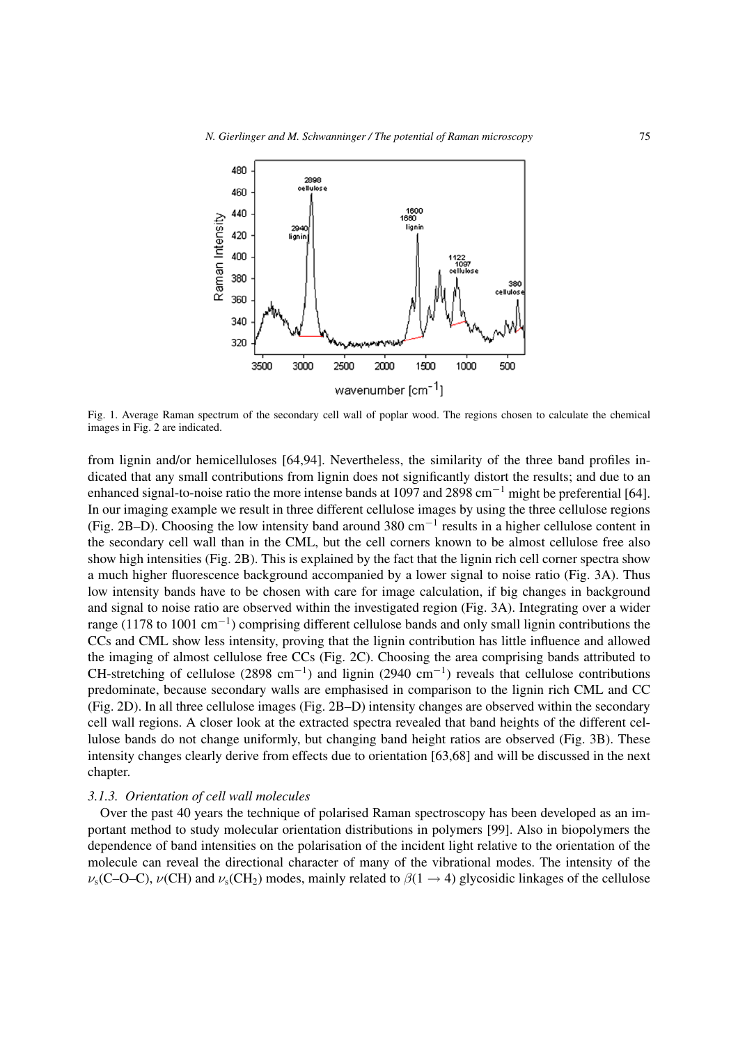Fig. 1. Average Raman spectrum of the secondary cell wall of poplar wood. The regions chosen to calculate the chemical images in Fig. 2 are indicated.

from lignin and/or hemicelluloses [64,94]. Nevertheless, the similarity of the three band profiles indicated that any small contributions from lignin does not significantly distort the results; and due to an enhanced signal-to-noise ratio the more intense bands at 1097 and 2898 $cm^{-1}$ might be preferential [64]. In our imaging example we result in three different cellulose images by using the three cellulose regions (Fig. 2B–D). Choosing the low intensity band around 380 $cm^{-1}$ results in a higher cellulose content in the secondary cell wall than in the CML, but the cell corners known to be almost cellulose free also show high intensities (Fig. 2B). This is explained by the fact that the lignin rich cell corner spectra show a much higher fluorescence background accompanied by a lower signal to noise ratio (Fig. 3A). Thus low intensity bands have to be chosen with care for image calculation, if big changes in background and signal to noise ratio are observed within the investigated region (Fig. 3A). Integrating over a wider range (1178 to 1001 $cm^{-1}$) comprising different cellulose bands and only small lignin contributions the CCs and CML show less intensity, proving that the lignin contribution has little influence and allowed the imaging of almost cellulose free CCs (Fig. 2C). Choosing the area comprising bands attributed to CH-stretching of cellulose (2898 $cm^{-1}$) and lignin (2940 $cm^{-1}$) reveals that cellulose contributions predominate, because secondary walls are emphasised in comparison to the lignin rich CML and CC (Fig. 2D). In all three cellulose images (Fig. 2B–D) intensity changes are observed within the secondary cell wall regions. A closer look at the extracted spectra revealed that band heights of the different cellulose bands do not change uniformly, but changing band height ratios are observed (Fig. 3B). These intensity changes clearly derive from effects due to orientation [63,68] and will be discussed in the next chapter.

### 3.1.3. *Orientation of cell wall molecules*

Over the past 40 years the technique of polarised Raman spectroscopy has been developed as an important method to study molecular orientation distributions in polymers [99]. Also in biopolymers the dependence of band intensities on the polarisation of the incident light relative to the orientation of the molecule can reveal the directional character of many of the vibrational modes. The intensity of the $\nu_s$(C–O–C), $\nu$(CH) and $\nu_s(CH_2)$ modes, mainly related to $\beta(1 \rightarrow 4)$ glycosidic linkages of the cellulose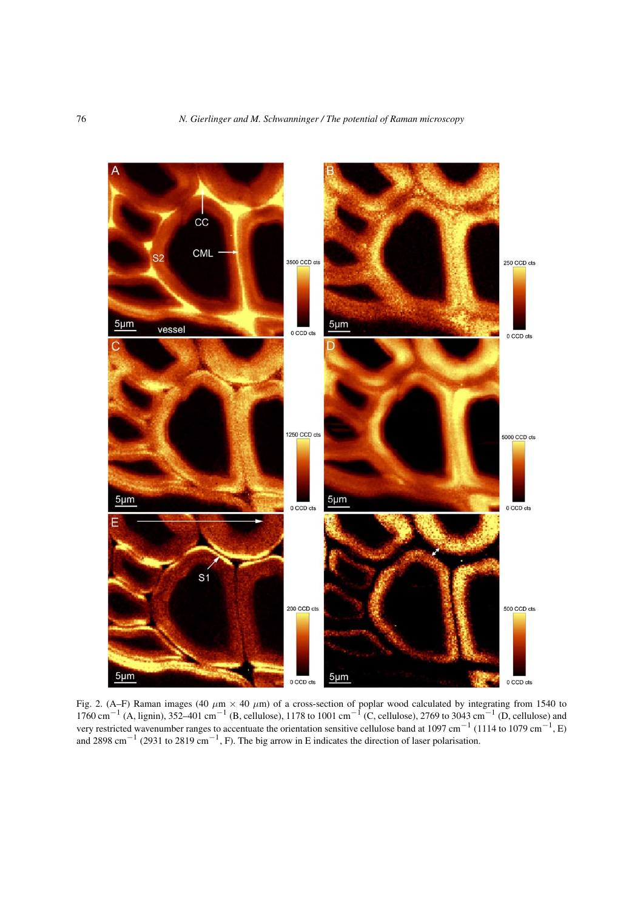Fig. 2. (A–F) Raman images (40 $\mu$m × 40 $\mu$m) of a cross-section of poplar wood calculated by integrating from 1540 to 1760 cm$^{-1}$ (A, lignin), 352–401 cm$^{-1}$ (B, cellulose), 1178 to 1001 cm$^{-1}$ (C, cellulose), 2769 to 3043 cm$^{-1}$ (D, cellulose) and very restricted wavenumber ranges to accentuate the orientation sensitive cellulose band at 1097 cm$^{-1}$ (1114 to 1079 cm$^{-1}$, E) and 2898 cm$^{-1}$ (2931 to 2819 cm$^{-1}$, F). The big arrow in E indicates the direction of laser polarisation.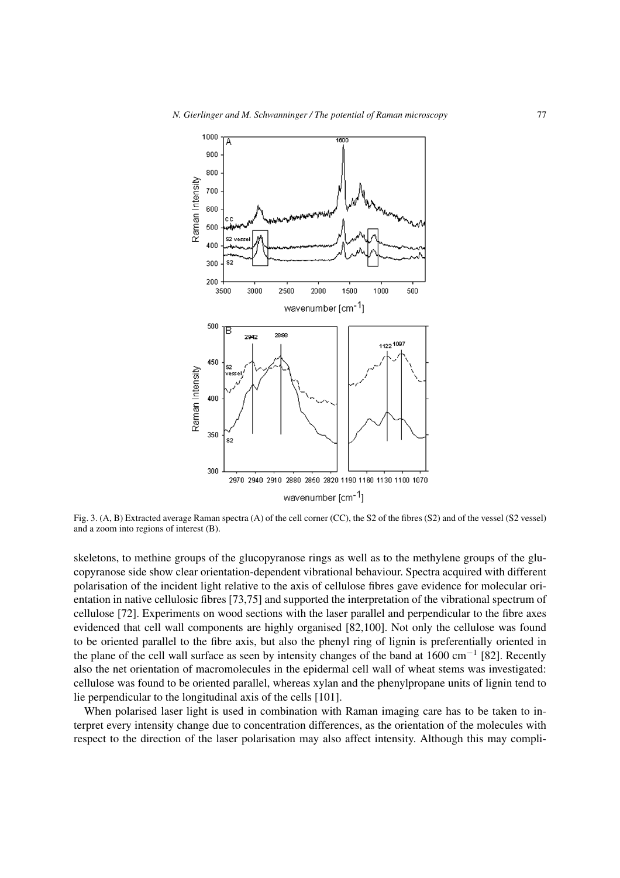Fig. 3. (A, B) Extracted average Raman spectra (A) of the cell corner (CC), the S2 of the fibres (S2) and of the vessel (S2 vessel) and a zoom into regions of interest (B).

skeletons, to methine groups of the glucopyranose rings as well as to the methylene groups of the glucopyranose side show clear orientation-dependent vibrational behaviour. Spectra acquired with different polarisation of the incident light relative to the axis of cellulose fibres gave evidence for molecular orientation in native cellulosic fibres [73,75] and supported the interpretation of the vibrational spectrum of cellulose [72]. Experiments on wood sections with the laser parallel and perpendicular to the fibre axes evidenced that cell wall components are highly organised [82,100]. Not only the cellulose was found to be oriented parallel to the fibre axis, but also the phenyl ring of lignin is preferentially oriented in the plane of the cell wall surface as seen by intensity changes of the band at 1600 $cm^{-1}$ [82]. Recently also the net orientation of macromolecules in the epidermal cell wall of wheat stems was investigated: cellulose was found to be oriented parallel, whereas xylan and the phenylpropane units of lignin tend to lie perpendicular to the longitudinal axis of the cells [101].

When polarised laser light is used in combination with Raman imaging care has to be taken to interpret every intensity change due to concentration differences, as the orientation of the molecules with respect to the direction of the laser polarisation may also affect intensity. Although this may compli-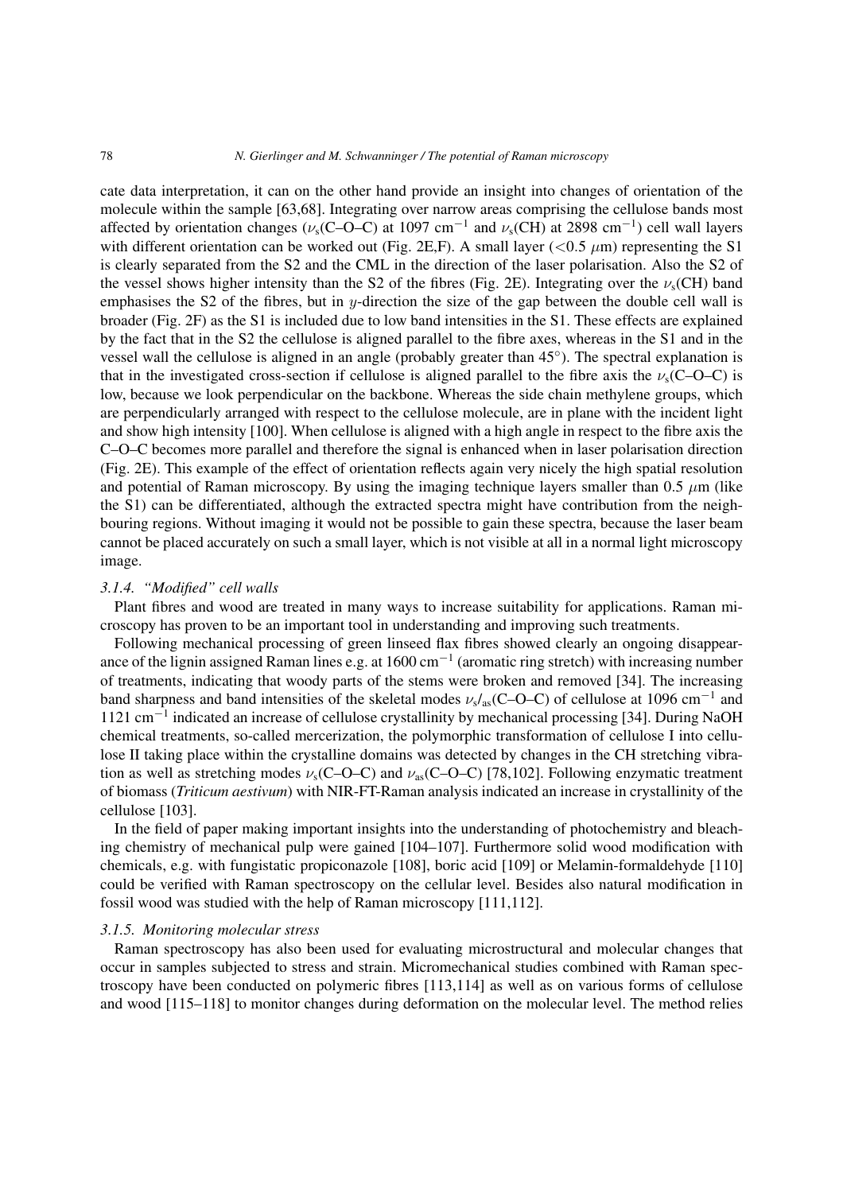cate data interpretation, it can on the other hand provide an insight into changes of orientation of the molecule within the sample [63,68]. Integrating over narrow areas comprising the cellulose bands most affected by orientation changes ($\nu_s$(C–O–C) at 1097 cm$^{-1}$ and $\nu_s$(CH) at 2898 cm$^{-1}$) cell wall layers with different orientation can be worked out (Fig. 2E,F). A small layer (<0.5 $\mu$m) representing the S1 is clearly separated from the S2 and the CML in the direction of the laser polarisation. Also the S2 of the vessel shows higher intensity than the S2 of the fibres (Fig. 2E). Integrating over the $\nu_s$(CH) band emphasises the S2 of the fibres, but in $y$-direction the size of the gap between the double cell wall is broader (Fig. 2F) as the S1 is included due to low band intensities in the S1. These effects are explained by the fact that in the S2 the cellulose is aligned parallel to the fibre axes, whereas in the S1 and in the vessel wall the cellulose is aligned in an angle (probably greater than 45°). The spectral explanation is that in the investigated cross-section if cellulose is aligned parallel to the fibre axis the $\nu_s$(C–O–C) is low, because we look perpendicular on the backbone. Whereas the side chain methylene groups, which are perpendicularly arranged with respect to the cellulose molecule, are in plane with the incident light and show high intensity [100]. When cellulose is aligned with a high angle in respect to the fibre axis the C–O–C becomes more parallel and therefore the signal is enhanced when in laser polarisation direction (Fig. 2E). This example of the effect of orientation reflects again very nicely the high spatial resolution and potential of Raman microscopy. By using the imaging technique layers smaller than 0.5 $\mu$m (like the S1) can be differentiated, although the extracted spectra might have contribution from the neighbouring regions. Without imaging it would not be possible to gain these spectra, because the laser beam cannot be placed accurately on such a small layer, which is not visible at all in a normal light microscopy image.

#### 3.1.4. *"Modified" cell walls*

Plant fibres and wood are treated in many ways to increase suitability for applications. Raman microscopy has proven to be an important tool in understanding and improving such treatments.

Following mechanical processing of green linseed flax fibres showed clearly an ongoing disappearance of the lignin assigned Raman lines e.g. at 1600 cm$^{-1}$ (aromatic ring stretch) with increasing number of treatments, indicating that woody parts of the stems were broken and removed [34]. The increasing band sharpness and band intensities of the skeletal modes $\nu_s/_{as}$(C–O–C) of cellulose at 1096 cm$^{-1}$ and 1121 cm$^{-1}$ indicated an increase of cellulose crystallinity by mechanical processing [34]. During NaOH chemical treatments, so-called mercerization, the polymorphic transformation of cellulose I into cellulose II taking place within the crystalline domains was detected by changes in the CH stretching vibration as well as stretching modes $\nu_s$(C–O–C) and $\nu_{as}$(C–O–C) [78,102]. Following enzymatic treatment of biomass (*Triticum aestivum*) with NIR-FT-Raman analysis indicated an increase in crystallinity of the cellulose [103].

In the field of paper making important insights into the understanding of photochemistry and bleaching chemistry of mechanical pulp were gained [104–107]. Furthermore solid wood modification with chemicals, e.g. with fungistatic propiconazole [108], boric acid [109] or Melamin-formaldehyde [110] could be verified with Raman spectroscopy on the cellular level. Besides also natural modification in fossil wood was studied with the help of Raman microscopy [111,112].

#### 3.1.5. *Monitoring molecular stress*

Raman spectroscopy has also been used for evaluating microstructural and molecular changes that occur in samples subjected to stress and strain. Micromechanical studies combined with Raman spectroscopy have been conducted on polymeric fibres [113,114] as well as on various forms of cellulose and wood [115–118] to monitor changes during deformation on the molecular level. The method relies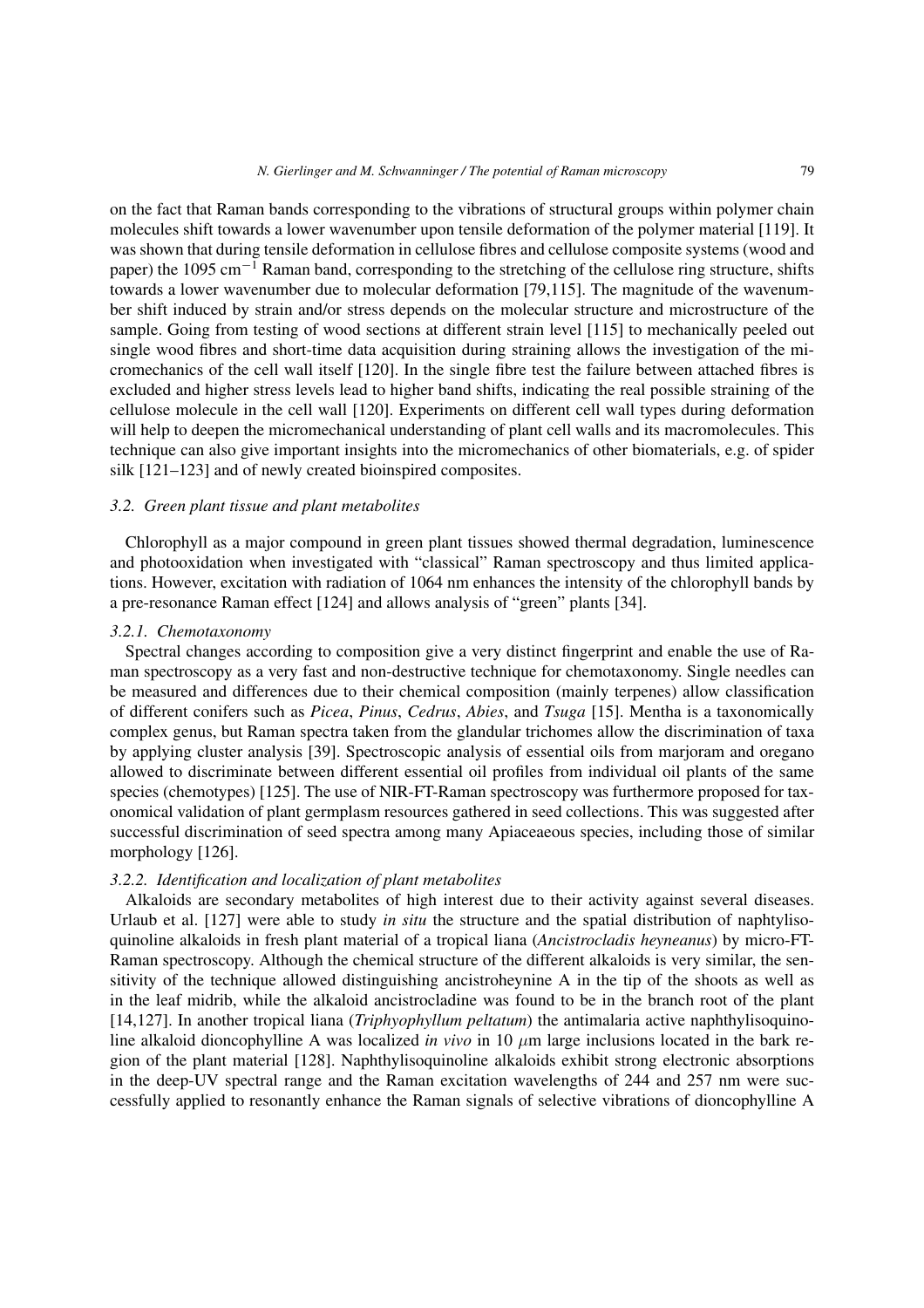on the fact that Raman bands corresponding to the vibrations of structural groups within polymer chain molecules shift towards a lower wavenumber upon tensile deformation of the polymer material [119]. It was shown that during tensile deformation in cellulose fibres and cellulose composite systems (wood and paper) the 1095 $cm^{-1}$ Raman band, corresponding to the stretching of the cellulose ring structure, shifts towards a lower wavenumber due to molecular deformation [79,115]. The magnitude of the wavenumber shift induced by strain and/or stress depends on the molecular structure and microstructure of the sample. Going from testing of wood sections at different strain level [115] to mechanically peeled out single wood fibres and short-time data acquisition during straining allows the investigation of the micromechanics of the cell wall itself [120]. In the single fibre test the failure between attached fibres is excluded and higher stress levels lead to higher band shifts, indicating the real possible straining of the cellulose molecule in the cell wall [120]. Experiments on different cell wall types during deformation will help to deepen the micromechanical understanding of plant cell walls and its macromolecules. This technique can also give important insights into the micromechanics of other biomaterials, e.g. of spider silk [121–123] and of newly created bioinspired composites.

### *3.2. Green plant tissue and plant metabolites*

Chlorophyll as a major compound in green plant tissues showed thermal degradation, luminescence and photooxidation when investigated with "classical" Raman spectroscopy and thus limited applications. However, excitation with radiation of 1064 nm enhances the intensity of the chlorophyll bands by a pre-resonance Raman effect [124] and allows analysis of "green" plants [34].

#### *3.2.1. Chemotaxonomy*

Spectral changes according to composition give a very distinct fingerprint and enable the use of Raman spectroscopy as a very fast and non-destructive technique for chemotaxonomy. Single needles can be measured and differences due to their chemical composition (mainly terpenes) allow classification of different conifers such as *Picea*, *Pinus*, *Cedrus*, *Abies*, and *Tsuga* [15]. Mentha is a taxonomically complex genus, but Raman spectra taken from the glandular trichomes allow the discrimination of taxa by applying cluster analysis [39]. Spectroscopic analysis of essential oils from marjoram and oregano allowed to discriminate between different essential oil profiles from individual oil plants of the same species (chemotypes) [125]. The use of NIR-FT-Raman spectroscopy was furthermore proposed for taxonomical validation of plant germplasm resources gathered in seed collections. This was suggested after successful discrimination of seed spectra among many Apiaceaeous species, including those of similar morphology [126].

#### *3.2.2. Identification and localization of plant metabolites*

Alkaloids are secondary metabolites of high interest due to their activity against several diseases. Urlaub et al. [127] were able to study *in situ* the structure and the spatial distribution of naphtylisoquinoline alkaloids in fresh plant material of a tropical liana (*Ancistrocladis heyneanus*) by micro-FT-Raman spectroscopy. Although the chemical structure of the different alkaloids is very similar, the sensitivity of the technique allowed distinguishing ancistroheynine A in the tip of the shoots as well as in the leaf midrib, while the alkaloid ancistrocladine was found to be in the branch root of the plant [14,127]. In another tropical liana (*Triphyophyllum peltatum*) the antimalaria active naphthylisoquinoline alkaloid dioncophylline A was localized *in vivo* in 10 $\mu$m large inclusions located in the bark region of the plant material [128]. Naphthylisoquinoline alkaloids exhibit strong electronic absorptions in the deep-UV spectral range and the Raman excitation wavelengths of 244 and 257 nm were successfully applied to resonantly enhance the Raman signals of selective vibrations of dioncophylline A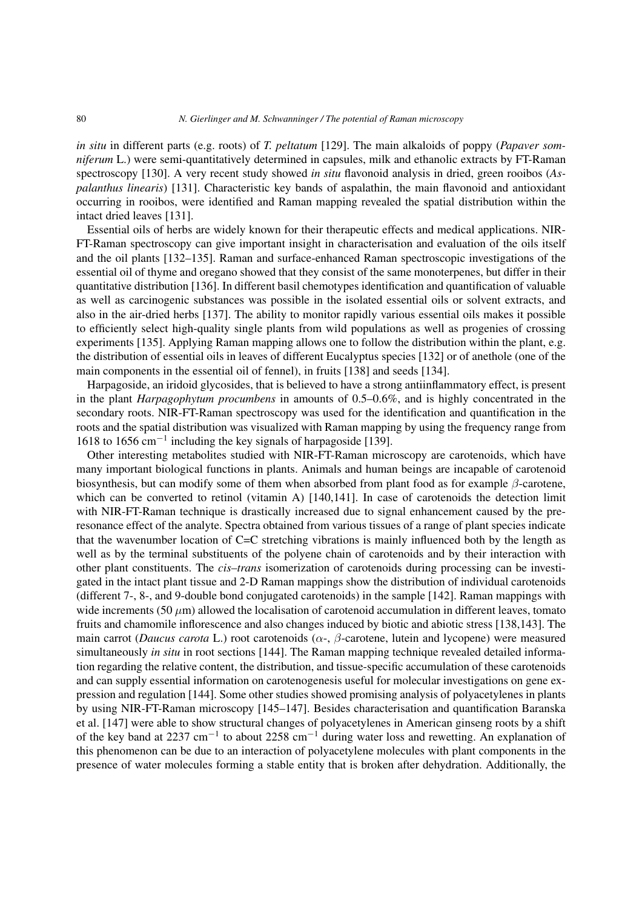*in situ* in different parts (e.g. roots) of *T. peltatum* [129]. The main alkaloids of poppy (*Papaver somniferum* L.) were semi-quantitatively determined in capsules, milk and ethanolic extracts by FT-Raman spectroscopy [130]. A very recent study showed *in situ* flavonoid analysis in dried, green rooibos (*Aspalanthus linearis*) [131]. Characteristic key bands of aspalathin, the main flavonoid and antioxidant occurring in rooibos, were identified and Raman mapping revealed the spatial distribution within the intact dried leaves [131].

Essential oils of herbs are widely known for their therapeutic effects and medical applications. NIR-FT-Raman spectroscopy can give important insight in characterisation and evaluation of the oils itself and the oil plants [132–135]. Raman and surface-enhanced Raman spectroscopic investigations of the essential oil of thyme and oregano showed that they consist of the same monoterpenes, but differ in their quantitative distribution [136]. In different basil chemotypes identification and quantification of valuable as well as carcinogenic substances was possible in the isolated essential oils or solvent extracts, and also in the air-dried herbs [137]. The ability to monitor rapidly various essential oils makes it possible to efficiently select high-quality single plants from wild populations as well as progenies of crossing experiments [135]. Applying Raman mapping allows one to follow the distribution within the plant, e.g. the distribution of essential oils in leaves of different Eucalyptus species [132] or of anethole (one of the main components in the essential oil of fennel), in fruits [138] and seeds [134].

Harpagoside, an iridoid glycosides, that is believed to have a strong antiinflammatory effect, is present in the plant *Harpagophytum procumbens* in amounts of 0.5–0.6%, and is highly concentrated in the secondary roots. NIR-FT-Raman spectroscopy was used for the identification and quantification in the roots and the spatial distribution was visualized with Raman mapping by using the frequency range from 1618 to 1656 $cm^{-1}$ including the key signals of harpagoside [139].

Other interesting metabolites studied with NIR-FT-Raman microscopy are carotenoids, which have many important biological functions in plants. Animals and human beings are incapable of carotenoid biosynthesis, but can modify some of them when absorbed from plant food as for example $\beta$-carotene, which can be converted to retinol (vitamin A) [140,141]. In case of carotenoids the detection limit with NIR-FT-Raman technique is drastically increased due to signal enhancement caused by the preresonance effect of the analyte. Spectra obtained from various tissues of a range of plant species indicate that the wavenumber location of C=C stretching vibrations is mainly influenced both by the length as well as by the terminal substituents of the polyene chain of carotenoids and by their interaction with other plant constituents. The *cis–trans* isomerization of carotenoids during processing can be investigated in the intact plant tissue and 2-D Raman mappings show the distribution of individual carotenoids (different 7-, 8-, and 9-double bond conjugated carotenoids) in the sample [142]. Raman mappings with wide increments (50 $\mu$m) allowed the localisation of carotenoid accumulation in different leaves, tomato fruits and chamomile inflorescence and also changes induced by biotic and abiotic stress [138,143]. The main carrot (*Daucus carota* L.) root carotenoids ($\alpha$-, $\beta$-carotene, lutein and lycopene) were measured simultaneously *in situ* in root sections [144]. The Raman mapping technique revealed detailed information regarding the relative content, the distribution, and tissue-specific accumulation of these carotenoids and can supply essential information on carotenogenesis useful for molecular investigations on gene expression and regulation [144]. Some other studies showed promising analysis of polyacetylenes in plants by using NIR-FT-Raman microscopy [145–147]. Besides characterisation and quantification Baranska et al. [147] were able to show structural changes of polyacetylenes in American ginseng roots by a shift of the key band at 2237 $cm^{-1}$ to about 2258 $cm^{-1}$ during water loss and rewetting. An explanation of this phenomenon can be due to an interaction of polyacetylene molecules with plant components in the presence of water molecules forming a stable entity that is broken after dehydration. Additionally, the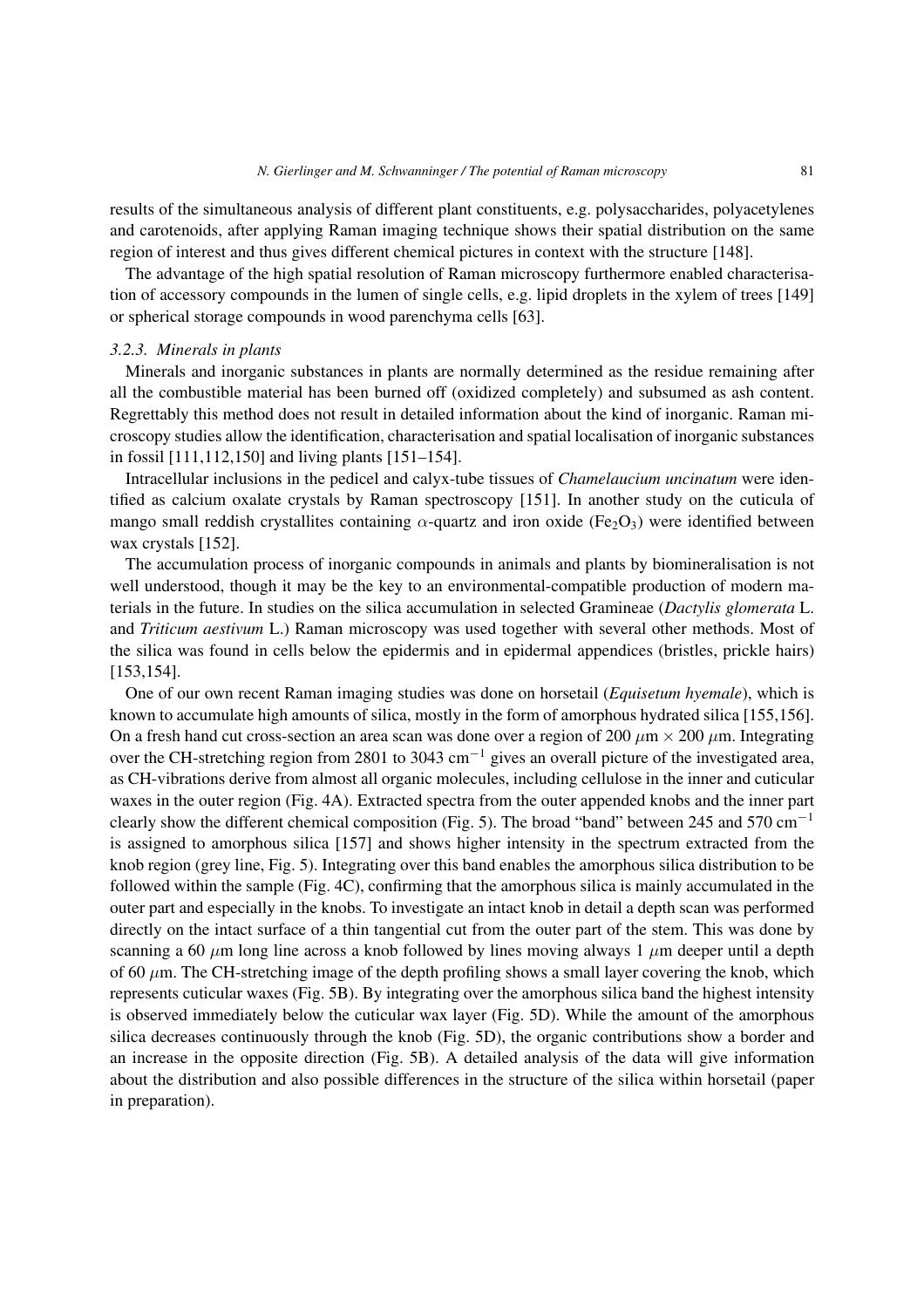results of the simultaneous analysis of different plant constituents, e.g. polysaccharides, polyacetylenes and carotenoids, after applying Raman imaging technique shows their spatial distribution on the same region of interest and thus gives different chemical pictures in context with the structure [148].

The advantage of the high spatial resolution of Raman microscopy furthermore enabled characterisation of accessory compounds in the lumen of single cells, e.g. lipid droplets in the xylem of trees [149] or spherical storage compounds in wood parenchyma cells [63].

### *3.2.3. Minerals in plants*

Minerals and inorganic substances in plants are normally determined as the residue remaining after all the combustible material has been burned off (oxidized completely) and subsumed as ash content. Regrettably this method does not result in detailed information about the kind of inorganic. Raman microscopy studies allow the identification, characterisation and spatial localisation of inorganic substances in fossil [111,112,150] and living plants [151–154].

Intracellular inclusions in the pedicel and calyx-tube tissues of *Chamelaucium uncinatum* were identified as calcium oxalate crystals by Raman spectroscopy [151]. In another study on the cuticula of mango small reddish crystallites containing $\alpha$-quartz and iron oxide ($Fe_2O_3$) were identified between wax crystals [152].

The accumulation process of inorganic compounds in animals and plants by biomineralisation is not well understood, though it may be the key to an environmental-compatible production of modern materials in the future. In studies on the silica accumulation in selected Gramineae (*Dactylis glomerata* L. and *Triticum aestivum* L.) Raman microscopy was used together with several other methods. Most of the silica was found in cells below the epidermis and in epidermal appendices (bristles, prickle hairs) [153,154].

One of our own recent Raman imaging studies was done on horsetail (*Equisetum hyemale*), which is known to accumulate high amounts of silica, mostly in the form of amorphous hydrated silica [155,156]. On a fresh hand cut cross-section an area scan was done over a region of 200 $\mu$m $\times$ 200 $\mu$m. Integrating over the CH-stretching region from 2801 to 3043 $cm^{-1}$ gives an overall picture of the investigated area, as CH-vibrations derive from almost all organic molecules, including cellulose in the inner and cuticular waxes in the outer region (Fig. 4A). Extracted spectra from the outer appended knobs and the inner part clearly show the different chemical composition (Fig. 5). The broad "band" between 245 and 570 $cm^{-1}$ is assigned to amorphous silica [157] and shows higher intensity in the spectrum extracted from the knob region (grey line, Fig. 5). Integrating over this band enables the amorphous silica distribution to be followed within the sample (Fig. 4C), confirming that the amorphous silica is mainly accumulated in the outer part and especially in the knobs. To investigate an intact knob in detail a depth scan was performed directly on the intact surface of a thin tangential cut from the outer part of the stem. This was done by scanning a 60 $\mu$m long line across a knob followed by lines moving always 1 $\mu$m deeper until a depth of 60 $\mu$m. The CH-stretching image of the depth profiling shows a small layer covering the knob, which represents cuticular waxes (Fig. 5B). By integrating over the amorphous silica band the highest intensity is observed immediately below the cuticular wax layer (Fig. 5D). While the amount of the amorphous silica decreases continuously through the knob (Fig. 5D), the organic contributions show a border and an increase in the opposite direction (Fig. 5B). A detailed analysis of the data will give information about the distribution and also possible differences in the structure of the silica within horsetail (paper in preparation).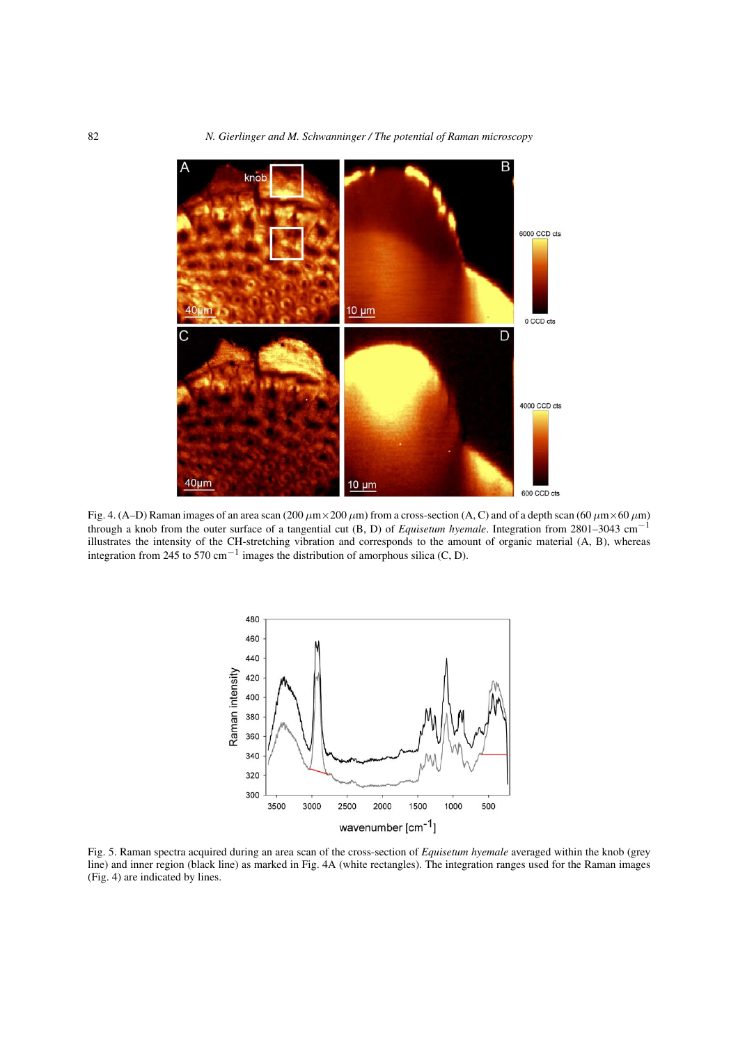Fig. 4. (A–D) Raman images of an area scan (200 $\mu$m×200 $\mu$m) from a cross-section (A, C) and of a depth scan (60 $\mu$m×60 $\mu$m) through a knob from the outer surface of a tangential cut (B, D) of *Equisetum hyemale*. Integration from 2801–3043 cm$^{-1}$ illustrates the intensity of the CH-stretching vibration and corresponds to the amount of organic material (A, B), whereas integration from 245 to 570 cm$^{-1}$ images the distribution of amorphous silica (C, D).

Fig. 5. Raman spectra acquired during an area scan of the cross-section of *Equisetum hyemale* averaged within the knob (grey line) and inner region (black line) as marked in Fig. 4A (white rectangles). The integration ranges used for the Raman images (Fig. 4) are indicated by lines.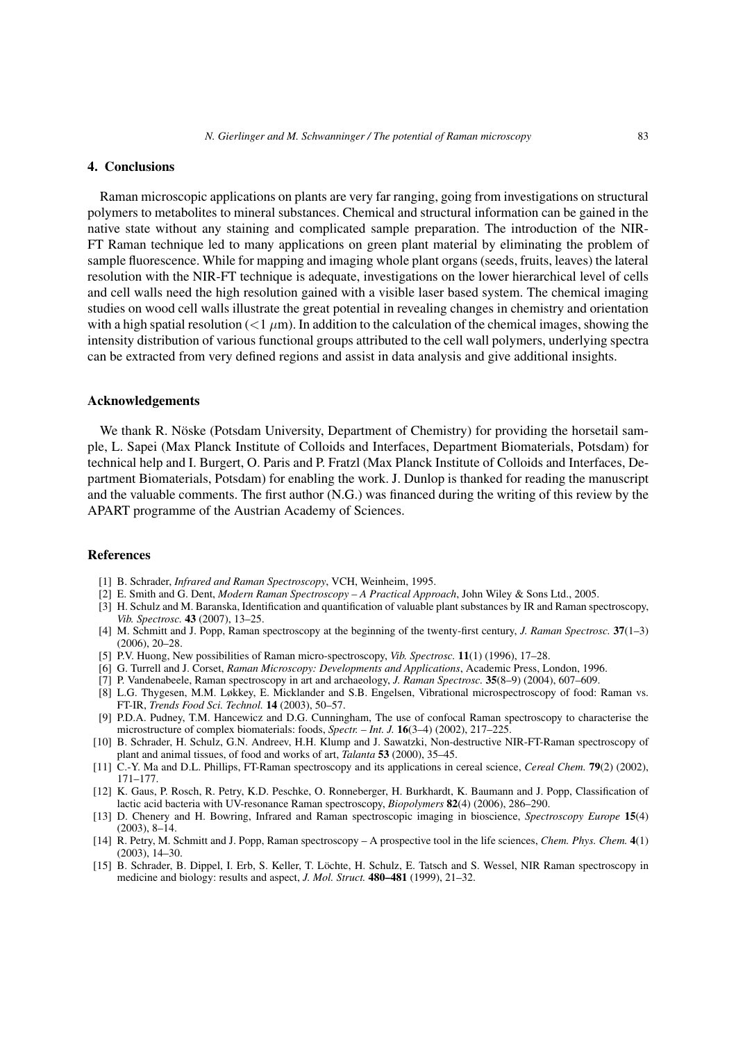## 4. Conclusions

Raman microscopic applications on plants are very far ranging, going from investigations on structural polymers to metabolites to mineral substances. Chemical and structural information can be gained in the native state without any staining and complicated sample preparation. The introduction of the NIR-FT Raman technique led to many applications on green plant material by eliminating the problem of sample fluorescence. While for mapping and imaging whole plant organs (seeds, fruits, leaves) the lateral resolution with the NIR-FT technique is adequate, investigations on the lower hierarchical level of cells and cell walls need the high resolution gained with a visible laser based system. The chemical imaging studies on wood cell walls illustrate the great potential in revealing changes in chemistry and orientation with a high spatial resolution ($<1$ $\mu$m). In addition to the calculation of the chemical images, showing the intensity distribution of various functional groups attributed to the cell wall polymers, underlying spectra can be extracted from very defined regions and assist in data analysis and give additional insights.

## Acknowledgements

We thank R. Nöske (Potsdam University, Department of Chemistry) for providing the horsetail sample, L. Sapei (Max Planck Institute of Colloids and Interfaces, Department Biomaterials, Potsdam) for technical help and I. Burgert, O. Paris and P. Fratzl (Max Planck Institute of Colloids and Interfaces, Department Biomaterials, Potsdam) for enabling the work. J. Dunlop is thanked for reading the manuscript and the valuable comments. The first author (N.G.) was financed during the writing of this review by the APART programme of the Austrian Academy of Sciences.

## References

[1] B. Schrader, *Infrared and Raman Spectroscopy*, VCH, Weinheim, 1995.

[2] E. Smith and G. Dent, *Modern Raman Spectroscopy – A Practical Approach*, John Wiley & Sons Ltd., 2005.

[3] H. Schulz and M. Baranska, Identification and quantification of valuable plant substances by IR and Raman spectroscopy, *Vib. Spectrosc.* **43** (2007), 13–25.

[4] M. Schmitt and J. Popp, Raman spectroscopy at the beginning of the twenty-first century, *J. Raman Spectrosc.* **37**(1–3) (2006), 20–28.

[5] P.V. Huong, New possibilities of Raman micro-spectroscopy, *Vib. Spectrosc.* **11**(1) (1996), 17–28.

[6] G. Turrell and J. Corset, *Raman Microscopy: Developments and Applications*, Academic Press, London, 1996.

[7] P. Vandenabeele, Raman spectroscopy in art and archaeology, *J. Raman Spectrosc.* **35**(8–9) (2004), 607–609.

[8] L.G. Thygesen, M.M. Løkkey, E. Micklander and S.B. Engelsen, Vibrational microspectroscopy of food: Raman vs. FT-IR, *Trends Food Sci. Technol.* **14** (2003), 50–57.

[9] P.D.A. Pudney, T.M. Hancewicz and D.G. Cunningham, The use of confocal Raman spectroscopy to characterise the microstructure of complex biomaterials: foods, *Spectr. – Int. J.* **16**(3–4) (2002), 217–225.

[10] B. Schrader, H. Schulz, G.N. Andreev, H.H. Klump and J. Sawatzki, Non-destructive NIR-FT-Raman spectroscopy of plant and animal tissues, of food and works of art, *Talanta* **53** (2000), 35–45.

[11] C.-Y. Ma and D.L. Phillips, FT-Raman spectroscopy and its applications in cereal science, *Cereal Chem.* **79**(2) (2002), 171–177.

[12] K. Gaus, P. Rosch, R. Petry, K.D. Peschke, O. Ronneberger, H. Burkhardt, K. Baumann and J. Popp, Classification of lactic acid bacteria with UV-resonance Raman spectroscopy, *Biopolymers* **82**(4) (2006), 286–290.

[13] D. Chenery and H. Bowring, Infrared and Raman spectroscopic imaging in bioscience, *Spectroscopy Europe* **15**(4) (2003), 8–14.

[14] R. Petry, M. Schmitt and J. Popp, Raman spectroscopy – A prospective tool in the life sciences, *Chem. Phys. Chem.* **4**(1) (2003), 14–30.

[15] B. Schrader, B. Dippel, I. Erb, S. Keller, T. Löchte, H. Schulz, E. Tatsch and S. Wessel, NIR Raman spectroscopy in medicine and biology: results and aspect, *J. Mol. Struct.* **480–481** (1999), 21–32.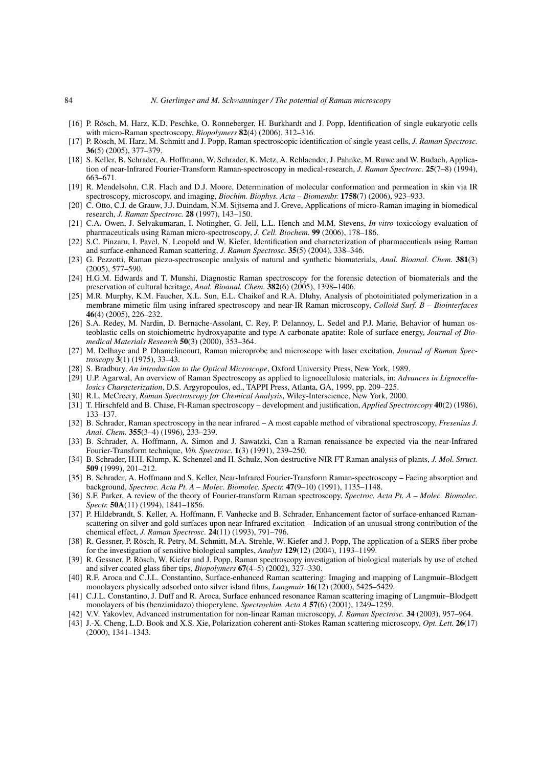[16] P. Rösch, M. Harz, K.D. Peschke, O. Ronneberger, H. Burkhardt and J. Popp, Identification of single eukaryotic cells with micro-Raman spectroscopy, *Biopolymers* **82**(4) (2006), 312–316.

[17] P. Rösch, M. Harz, M. Schmitt and J. Popp, Raman spectroscopic identification of single yeast cells, *J. Raman Spectrosc.* **36**(5) (2005), 377–379.

[18] S. Keller, B. Schrader, A. Hoffmann, W. Schrader, K. Metz, A. Rehlaender, J. Pahnke, M. Ruwe and W. Budach, Application of near-Infrared Fourier-Transform Raman-spectroscopy in medical-research, *J. Raman Spectrosc.* **25**(7–8) (1994), 663–671.

[19] R. Mendelsohn, C.R. Flach and D.J. Moore, Determination of molecular conformation and permeation in skin via IR spectroscopy, microscopy, and imaging, *Biochim. Biophys. Acta – Biomembr.* **1758**(7) (2006), 923–933.

[20] C. Otto, C.J. de Grauw, J.J. Duindam, N.M. Sijtsema and J. Greve, Applications of micro-Raman imaging in biomedical research, *J. Raman Spectrosc.* **28** (1997), 143–150.

[21] C.A. Owen, J. Selvakumaran, I. Notingher, G. Jell, L.L. Hench and M.M. Stevens, *In vitro* toxicology evaluation of pharmaceuticals using Raman micro-spectroscopy, *J. Cell. Biochem.* **99** (2006), 178–186.

[22] S.C. Pinzaru, I. Pavel, N. Leopold and W. Kiefer, Identification and characterization of pharmaceuticals using Raman and surface-enhanced Raman scattering, *J. Raman Spectrosc.* **35**(5) (2004), 338–346.

[23] G. Pezzotti, Raman piezo-spectroscopic analysis of natural and synthetic biomaterials, *Anal. Bioanal. Chem.* **381**(3) (2005), 577–590.

[24] H.G.M. Edwards and T. Munshi, Diagnostic Raman spectroscopy for the forensic detection of biomaterials and the preservation of cultural heritage, *Anal. Bioanal. Chem.* **382**(6) (2005), 1398–1406.

[25] M.R. Murphy, K.M. Faucher, X.L. Sun, E.L. Chaikof and R.A. Dluhy, Analysis of photoinitiated polymerization in a membrane mimetic film using infrared spectroscopy and near-IR Raman microscopy, *Colloid Surf. B – Biointerfaces* **46**(4) (2005), 226–232.

[26] S.A. Redey, M. Nardin, D. Bernache-Assolant, C. Rey, P. Delannoy, L. Sedel and P.J. Marie, Behavior of human osteoblastic cells on stoichiometric hydroxyapatite and type A carbonate apatite: Role of surface energy, *Journal of Biomedical Materials Research* **50**(3) (2000), 353–364.

[27] M. Delhaye and P. Dhamelincourt, Raman microprobe and microscope with laser excitation, *Journal of Raman Spectroscopy* **3**(1) (1975), 33–43.

[28] S. Bradbury, *An introduction to the Optical Microscope*, Oxford University Press, New York, 1989.

[29] U.P. Agarwal, An overview of Raman Spectroscopy as applied to lignocellulosic materials, in: *Advances in Lignocellulosics Characterization*, D.S. Argyropoulos, ed., TAPPI Press, Atlanta, GA, 1999, pp. 209–225.

[30] R.L. McCreery, *Raman Spectroscopy for Chemical Analysis*, Wiley-Interscience, New York, 2000.

[31] T. Hirschfeld and B. Chase, Ft-Raman spectroscopy – development and justification, *Applied Spectroscopy* **40**(2) (1986), 133–137.

[32] B. Schrader, Raman spectroscopy in the near infrared – A most capable method of vibrational spectroscopy, *Fresenius J. Anal. Chem.* **355**(3–4) (1996), 233–239.

[33] B. Schrader, A. Hoffmann, A. Simon and J. Sawatzki, Can a Raman renaissance be expected via the near-Infrared Fourier-Transform technique, *Vib. Spectrosc.* **1**(3) (1991), 239–250.

[34] B. Schrader, H.H. Klump, K. Schenzel and H. Schulz, Non-destructive NIR FT Raman analysis of plants, *J. Mol. Struct.* **509** (1999), 201–212.

[35] B. Schrader, A. Hoffmann and S. Keller, Near-Infrared Fourier-Transform Raman-spectroscopy – Facing absorption and background, *Spectroc. Acta Pt. A – Molec. Biomolec. Spectr.* **47**(9–10) (1991), 1135–1148.

[36] S.F. Parker, A review of the theory of Fourier-transform Raman spectroscopy, *Spectroc. Acta Pt. A – Molec. Biomolec. Spectr.* **50A**(11) (1994), 1841–1856.

[37] P. Hildebrandt, S. Keller, A. Hoffmann, F. Vanhecke and B. Schrader, Enhancement factor of surface-enhanced Raman-scattering on silver and gold surfaces upon near-Infrared excitation – Indication of an unusual strong contribution of the chemical effect, *J. Raman Spectrosc.* **24**(11) (1993), 791–796.

[38] R. Gessner, P. Rösch, R. Petry, M. Schmitt, M.A. Strehle, W. Kiefer and J. Popp, The application of a SERS fiber probe for the investigation of sensitive biological samples, *Analyst* **129**(12) (2004), 1193–1199.

[39] R. Gessner, P. Rösch, W. Kiefer and J. Popp, Raman spectroscopy investigation of biological materials by use of etched and silver coated glass fiber tips, *Biopolymers* **67**(4–5) (2002), 327–330.

[40] R.F. Aroca and C.J.L. Constantino, Surface-enhanced Raman scattering: Imaging and mapping of Langmuir–Blodgett monolayers physically adsorbed onto silver island films, *Langmuir* **16**(12) (2000), 5425–5429.

[41] C.J.L. Constantino, J. Duff and R. Aroca, Surface enhanced resonance Raman scattering imaging of Langmuir–Blodgett monolayers of bis (benzimidazo) thioperylene, *Spectrochim. Acta A* **57**(6) (2001), 1249–1259.

[42] V.V. Yakovlev, Advanced instrumentation for non-linear Raman microscopy, *J. Raman Spectrosc.* **34** (2003), 957–964.

[43] J.-X. Cheng, L.D. Book and X.S. Xie, Polarization coherent anti-Stokes Raman scattering microscopy, *Opt. Lett.* **26**(17) (2000), 1341–1343.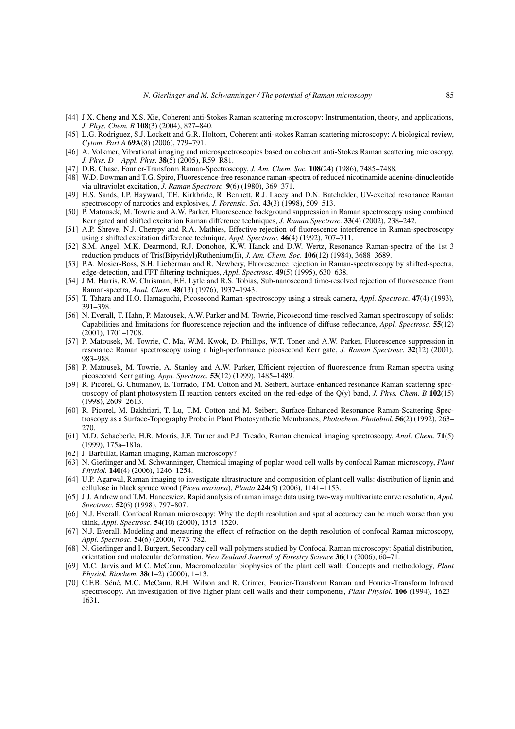[44] J.X. Cheng and X.S. Xie, Coherent anti-Stokes Raman scattering microscopy: Instrumentation, theory, and applications, *J. Phys. Chem. B* **108**(3) (2004), 827–840.

[45] L.G. Rodriguez, S.J. Lockett and G.R. Holtom, Coherent anti-stokes Raman scattering microscopy: A biological review, *Cytom. Part A* **69A**(8) (2006), 779–791.

[46] A. Volkmer, Vibrational imaging and microspectroscopies based on coherent anti-Stokes Raman scattering microscopy, *J. Phys. D – Appl. Phys.* **38**(5) (2005), R59–R81.

[47] D.B. Chase, Fourier-Transform Raman-Spectroscopy, *J. Am. Chem. Soc.* **108**(24) (1986), 7485–7488.

[48] W.D. Bowman and T.G. Spiro, Fluorescence-free resonance raman-spectra of reduced nicotinamide adenine-dinucleotide via ultraviolet excitation, *J. Raman Spectrosc.* **9**(6) (1980), 369–371.

[49] H.S. Sands, I.P. Hayward, T.E. Kirkbride, R. Bennett, R.J. Lacey and D.N. Batchelder, UV-excited resonance Raman spectroscopy of narcotics and explosives, *J. Forensic. Sci.* **43**(3) (1998), 509–513.

[50] P. Matousek, M. Towrie and A.W. Parker, Fluorescence background suppression in Raman spectroscopy using combined Kerr gated and shifted excitation Raman difference techniques, *J. Raman Spectrosc.* **33**(4) (2002), 238–242.

[51] A.P. Shreve, N.J. Cherepy and R.A. Mathies, Effective rejection of fluorescence interference in Raman-spectroscopy using a shifted excitation difference technique, *Appl. Spectrosc.* **46**(4) (1992), 707–711.

[52] S.M. Angel, M.K. Dearmond, R.J. Donohoe, K.W. Hanck and D.W. Wertz, Resonance Raman-spectra of the 1st 3 reduction products of Tris(Bipyridyl)Ruthenium(Ii), *J. Am. Chem. Soc.* **106**(12) (1984), 3688–3689.

[53] P.A. Mosier-Boss, S.H. Lieberman and R. Newbery, Fluorescence rejection in Raman-spectroscopy by shifted-spectra, edge-detection, and FFT filtering techniques, *Appl. Spectrosc.* **49**(5) (1995), 630–638.

[54] J.M. Harris, R.W. Chrisman, F.E. Lytle and R.S. Tobias, Sub-nanosecond time-resolved rejection of fluorescence from Raman-spectra, *Anal. Chem.* **48**(13) (1976), 1937–1943.

[55] T. Tahara and H.O. Hamaguchi, Picosecond Raman-spectroscopy using a streak camera, *Appl. Spectrosc.* **47**(4) (1993), 391–398.

[56] N. Everall, T. Hahn, P. Matousek, A.W. Parker and M. Towrie, Picosecond time-resolved Raman spectroscopy of solids: Capabilities and limitations for fluorescence rejection and the influence of diffuse reflectance, *Appl. Spectrosc.* **55**(12) (2001), 1701–1708.

[57] P. Matousek, M. Towrie, C. Ma, W.M. Kwok, D. Phillips, W.T. Toner and A.W. Parker, Fluorescence suppression in resonance Raman spectroscopy using a high-performance picosecond Kerr gate, *J. Raman Spectrosc.* **32**(12) (2001), 983–988.

[58] P. Matousek, M. Towrie, A. Stanley and A.W. Parker, Efficient rejection of fluorescence from Raman spectra using picosecond Kerr gating, *Appl. Spectrosc.* **53**(12) (1999), 1485–1489.

[59] R. Picorel, G. Chumanov, E. Torrado, T.M. Cotton and M. Seibert, Surface-enhanced resonance Raman scattering spectroscopy of plant photosystem II reaction centers excited on the red-edge of the Q(y) band, *J. Phys. Chem. B* **102**(15) (1998), 2609–2613.

[60] R. Picorel, M. Bakhtiari, T. Lu, T.M. Cotton and M. Seibert, Surface-Enhanced Resonance Raman-Scattering Spectroscopy as a Surface-Topography Probe in Plant Photosynthetic Membranes, *Photochem. Photobiol.* **56**(2) (1992), 263–270.

[61] M.D. Schaeberle, H.R. Morris, J.F. Turner and P.J. Treado, Raman chemical imaging spectroscopy, *Anal. Chem.* **71**(5) (1999), 175a–181a.

[62] J. Barbillat, Raman imaging, Raman microscopy?

[63] N. Gierlinger and M. Schwanninger, Chemical imaging of poplar wood cell walls by confocal Raman microscopy, *Plant Physiol.* **140**(4) (2006), 1246–1254.

[64] U.P. Agarwal, Raman imaging to investigate ultrastructure and composition of plant cell walls: distribution of lignin and cellulose in black spruce wood (*Picea mariana*), *Planta* **224**(5) (2006), 1141–1153.

[65] J.J. Andrew and T.M. Hancewicz, Rapid analysis of raman image data using two-way multivariate curve resolution, *Appl. Spectrosc.* **52**(6) (1998), 797–807.

[66] N.J. Everall, Confocal Raman microscopy: Why the depth resolution and spatial accuracy can be much worse than you think, *Appl. Spectrosc.* **54**(10) (2000), 1515–1520.

[67] N.J. Everall, Modeling and measuring the effect of refraction on the depth resolution of confocal Raman microscopy, *Appl. Spectrosc.* **54**(6) (2000), 773–782.

[68] N. Gierlinger and I. Burgert, Secondary cell wall polymers studied by Confocal Raman microscopy: Spatial distribution, orientation and molecular deformation, *New Zealand Journal of Forestry Science* **36**(1) (2006), 60–71.

[69] M.C. Jarvis and M.C. McCann, Macromolecular biophysics of the plant cell wall: Concepts and methodology, *Plant Physiol. Biochem.* **38**(1–2) (2000), 1–13.

[70] C.F.B. Séné, M.C. McCann, R.H. Wilson and R. Crinter, Fourier-Transform Raman and Fourier-Transform lnfrared spectroscopy. An investigation of five higher plant cell walls and their components, *Plant Physiol.* **106** (1994), 1623–1631.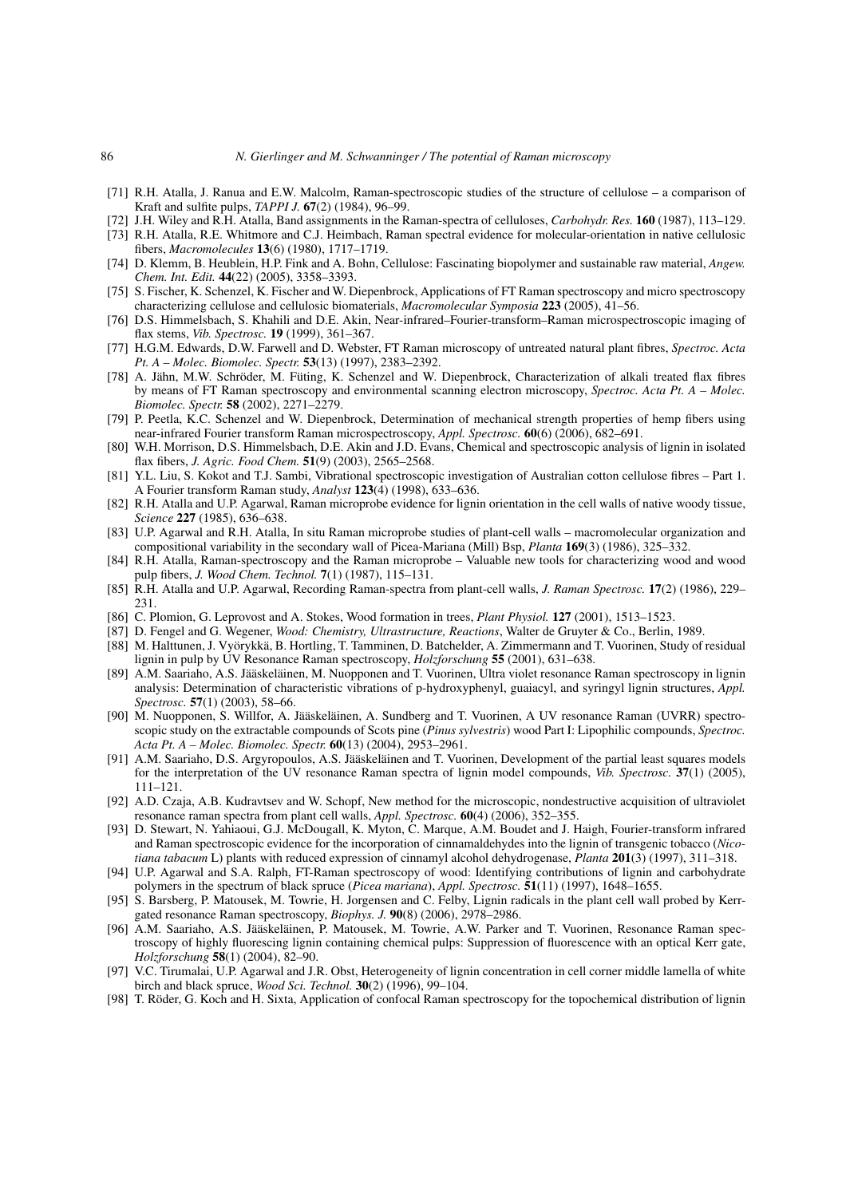[71] R.H. Atalla, J. Ranua and E.W. Malcolm, Raman-spectroscopic studies of the structure of cellulose – a comparison of Kraft and sulfite pulps, *TAPPI J.* **67**(2) (1984), 96–99.

[72] J.H. Wiley and R.H. Atalla, Band assignments in the Raman-spectra of celluloses, *Carbohydr. Res.* **160** (1987), 113–129.

[73] R.H. Atalla, R.E. Whitmore and C.J. Heimbach, Raman spectral evidence for molecular-orientation in native cellulosic fibers, *Macromolecules* **13**(6) (1980), 1717–1719.

[74] D. Klemm, B. Heublein, H.P. Fink and A. Bohn, Cellulose: Fascinating biopolymer and sustainable raw material, *Angew. Chem. Int. Edit.* **44**(22) (2005), 3358–3393.

[75] S. Fischer, K. Schenzel, K. Fischer and W. Diepenbrock, Applications of FT Raman spectroscopy and micro spectroscopy characterizing cellulose and cellulosic biomaterials, *Macromolecular Symposia* **223** (2005), 41–56.

[76] D.S. Himmelsbach, S. Khahili and D.E. Akin, Near-infrared–Fourier-transform–Raman microspectroscopic imaging of flax stems, *Vib. Spectrosc.* **19** (1999), 361–367.

[77] H.G.M. Edwards, D.W. Farwell and D. Webster, FT Raman microscopy of untreated natural plant fibres, *Spectroc. Acta Pt. A – Molec. Biomolec. Spectr.* **53**(13) (1997), 2383–2392.

[78] A. Jähn, M.W. Schröder, M. Füting, K. Schenzel and W. Diepenbrock, Characterization of alkali treated flax fibres by means of FT Raman spectroscopy and environmental scanning electron microscopy, *Spectroc. Acta Pt. A – Molec. Biomolec. Spectr.* **58** (2002), 2271–2279.

[79] P. Peetla, K.C. Schenzel and W. Diepenbrock, Determination of mechanical strength properties of hemp fibers using near-infrared Fourier transform Raman microspectroscopy, *Appl. Spectrosc.* **60**(6) (2006), 682–691.

[80] W.H. Morrison, D.S. Himmelsbach, D.E. Akin and J.D. Evans, Chemical and spectroscopic analysis of lignin in isolated flax fibers, *J. Agric. Food Chem.* **51**(9) (2003), 2565–2568.

[81] Y.L. Liu, S. Kokot and T.J. Sambi, Vibrational spectroscopic investigation of Australian cotton cellulose fibres – Part 1. A Fourier transform Raman study, *Analyst* **123**(4) (1998), 633–636.

[82] R.H. Atalla and U.P. Agarwal, Raman microprobe evidence for lignin orientation in the cell walls of native woody tissue, *Science* **227** (1985), 636–638.

[83] U.P. Agarwal and R.H. Atalla, In situ Raman microprobe studies of plant-cell walls – macromolecular organization and compositional variability in the secondary wall of Picea-Mariana (Mill) Bsp, *Planta* **169**(3) (1986), 325–332.

[84] R.H. Atalla, Raman-spectroscopy and the Raman microprobe – Valuable new tools for characterizing wood and wood pulp fibers, *J. Wood Chem. Technol.* **7**(1) (1987), 115–131.

[85] R.H. Atalla and U.P. Agarwal, Recording Raman-spectra from plant-cell walls, *J. Raman Spectrosc.* **17**(2) (1986), 229–231.

[86] C. Plomion, G. Leprovost and A. Stokes, Wood formation in trees, *Plant Physiol.* **127** (2001), 1513–1523.

[87] D. Fengel and G. Wegener, *Wood: Chemistry, Ultrastructure, Reactions*, Walter de Gruyter & Co., Berlin, 1989.

[88] M. Halttunen, J. Vyörykkä, B. Hortling, T. Tamminen, D. Batchelder, A. Zimmermann and T. Vuorinen, Study of residual lignin in pulp by UV Resonance Raman spectroscopy, *Holzforschung* **55** (2001), 631–638.

[89] A.M. Saariaho, A.S. Jääskeläinen, M. Nuopponen and T. Vuorinen, Ultra violet resonance Raman spectroscopy in lignin analysis: Determination of characteristic vibrations of p-hydroxyphenyl, guaiacyl, and syringyl lignin structures, *Appl. Spectrosc.* **57**(1) (2003), 58–66.

[90] M. Nuopponen, S. Willfor, A. Jääskeläinen, A. Sundberg and T. Vuorinen, A UV resonance Raman (UVRR) spectroscopic study on the extractable compounds of Scots pine (*Pinus sylvestris*) wood Part I: Lipophilic compounds, *Spectroc. Acta Pt. A – Molec. Biomolec. Spectr.* **60**(13) (2004), 2953–2961.

[91] A.M. Saariaho, D.S. Argyropoulos, A.S. Jääskeläinen and T. Vuorinen, Development of the partial least squares models for the interpretation of the UV resonance Raman spectra of lignin model compounds, *Vib. Spectrosc.* **37**(1) (2005), 111–121.

[92] A.D. Czaja, A.B. Kudravtsev and W. Schopf, New method for the microscopic, nondestructive acquisition of ultraviolet resonance raman spectra from plant cell walls, *Appl. Spectrosc.* **60**(4) (2006), 352–355.

[93] D. Stewart, N. Yahiaoui, G.J. McDougall, K. Myton, C. Marque, A.M. Boudet and J. Haigh, Fourier-transform infrared and Raman spectroscopic evidence for the incorporation of cinnamaldehydes into the lignin of transgenic tobacco (*Nicotiana tabacum* L) plants with reduced expression of cinnamyl alcohol dehydrogenase, *Planta* **201**(3) (1997), 311–318.

[94] U.P. Agarwal and S.A. Ralph, FT-Raman spectroscopy of wood: Identifying contributions of lignin and carbohydrate polymers in the spectrum of black spruce (*Picea mariana*), *Appl. Spectrosc.* **51**(11) (1997), 1648–1655.

[95] S. Barsberg, P. Matousek, M. Towrie, H. Jorgensen and C. Felby, Lignin radicals in the plant cell wall probed by Kerr-gated resonance Raman spectroscopy, *Biophys. J.* **90**(8) (2006), 2978–2986.

[96] A.M. Saariaho, A.S. Jääskeläinen, P. Matousek, M. Towrie, A.W. Parker and T. Vuorinen, Resonance Raman spectroscopy of highly fluorescing lignin containing chemical pulps: Suppression of fluorescence with an optical Kerr gate, *Holzforschung* **58**(1) (2004), 82–90.

[97] V.C. Tirumalai, U.P. Agarwal and J.R. Obst, Heterogeneity of lignin concentration in cell corner middle lamella of white birch and black spruce, *Wood Sci. Technol.* **30**(2) (1996), 99–104.

[98] T. Röder, G. Koch and H. Sixta, Application of confocal Raman spectroscopy for the topochemical distribution of lignin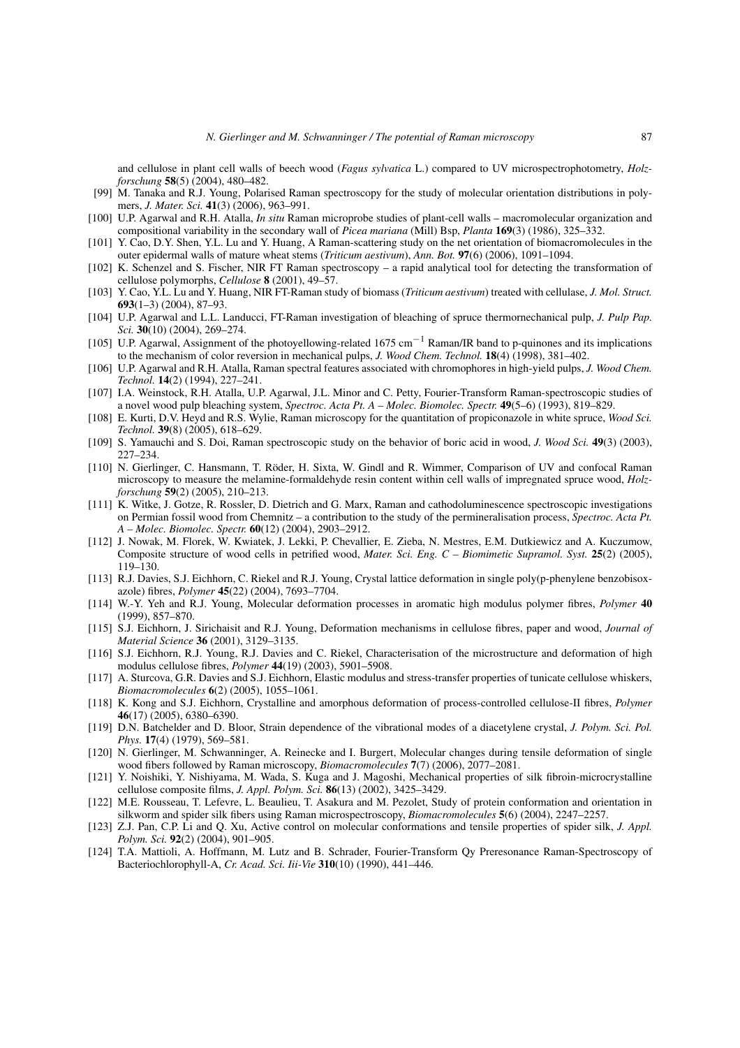and cellulose in plant cell walls of beech wood (*Fagus sylvatica* L.) compared to UV microspectrophotometry, *Holzforschung* **58**(5) (2004), 480–482.

[99] M. Tanaka and R.J. Young, Polarised Raman spectroscopy for the study of molecular orientation distributions in polymers, *J. Mater. Sci.* **41**(3) (2006), 963–991.

[100] U.P. Agarwal and R.H. Atalla, *In situ* Raman microprobe studies of plant-cell walls – macromolecular organization and compositional variability in the secondary wall of *Picea mariana* (Mill) Bsp, *Planta* **169**(3) (1986), 325–332.

[101] Y. Cao, D.Y. Shen, Y.L. Lu and Y. Huang, A Raman-scattering study on the net orientation of biomacromolecules in the outer epidermal walls of mature wheat stems (*Triticum aestivum*), *Ann. Bot.* **97**(6) (2006), 1091–1094.

[102] K. Schenzel and S. Fischer, NIR FT Raman spectroscopy – a rapid analytical tool for detecting the transformation of cellulose polymorphs, *Cellulose* **8** (2001), 49–57.

[103] Y. Cao, Y.L. Lu and Y. Huang, NIR FT-Raman study of biomass (*Triticum aestivum*) treated with cellulase, *J. Mol. Struct.* **693**(1–3) (2004), 87–93.

[104] U.P. Agarwal and L.L. Landucci, FT-Raman investigation of bleaching of spruce thermornechanical pulp, *J. Pulp Pap. Sci.* **30**(10) (2004), 269–274.

[105] U.P. Agarwal, Assignment of the photoyellowing-related 1675 $cm^{-1}$ Raman/IR band to p-quinones and its implications to the mechanism of color reversion in mechanical pulps, *J. Wood Chem. Technol.* **18**(4) (1998), 381–402.

[106] U.P. Agarwal and R.H. Atalla, Raman spectral features associated with chromophores in high-yield pulps, *J. Wood Chem. Technol.* **14**(2) (1994), 227–241.

[107] I.A. Weinstock, R.H. Atalla, U.P. Agarwal, J.L. Minor and C. Petty, Fourier-Transform Raman-spectroscopic studies of a novel wood pulp bleaching system, *Spectroc. Acta Pt. A – Molec. Biomolec. Spectr.* **49**(5–6) (1993), 819–829.

[108] E. Kurti, D.V. Heyd and R.S. Wylie, Raman microscopy for the quantitation of propiconazole in white spruce, *Wood Sci. Technol.* **39**(8) (2005), 618–629.

[109] S. Yamauchi and S. Doi, Raman spectroscopic study on the behavior of boric acid in wood, *J. Wood Sci.* **49**(3) (2003), 227–234.

[110] N. Gierlinger, C. Hansmann, T. Röder, H. Sixta, W. Gindl and R. Wimmer, Comparison of UV and confocal Raman microscopy to measure the melamine-formaldehyde resin content within cell walls of impregnated spruce wood, *Holzforschung* **59**(2) (2005), 210–213.

[111] K. Witke, J. Gotze, R. Rossler, D. Dietrich and G. Marx, Raman and cathodoluminescence spectroscopic investigations on Permian fossil wood from Chemnitz – a contribution to the study of the permineralisation process, *Spectroc. Acta Pt. A – Molec. Biomolec. Spectr.* **60**(12) (2004), 2903–2912.

[112] J. Nowak, M. Florek, W. Kwiatek, J. Lekki, P. Chevallier, E. Zieba, N. Mestres, E.M. Dutkiewicz and A. Kuczumow, Composite structure of wood cells in petrified wood, *Mater. Sci. Eng. C – Biomimetic Supramol. Syst.* **25**(2) (2005), 119–130.

[113] R.J. Davies, S.J. Eichhorn, C. Riekel and R.J. Young, Crystal lattice deformation in single poly(p-phenylene benzobisoxazole) fibres, *Polymer* **45**(22) (2004), 7693–7704.

[114] W.-Y. Yeh and R.J. Young, Molecular deformation processes in aromatic high modulus polymer fibres, *Polymer* **40** (1999), 857–870.

[115] S.J. Eichhorn, J. Sirichaisit and R.J. Young, Deformation mechanisms in cellulose fibres, paper and wood, *Journal of Material Science* **36** (2001), 3129–3135.

[116] S.J. Eichhorn, R.J. Young, R.J. Davies and C. Riekel, Characterisation of the microstructure and deformation of high modulus cellulose fibres, *Polymer* **44**(19) (2003), 5901–5908.

[117] A. Sturcova, G.R. Davies and S.J. Eichhorn, Elastic modulus and stress-transfer properties of tunicate cellulose whiskers, *Biomacromolecules* **6**(2) (2005), 1055–1061.

[118] K. Kong and S.J. Eichhorn, Crystalline and amorphous deformation of process-controlled cellulose-II fibres, *Polymer* **46**(17) (2005), 6380–6390.

[119] D.N. Batchelder and D. Bloor, Strain dependence of the vibrational modes of a diacetylene crystal, *J. Polym. Sci. Pol. Phys.* **17**(4) (1979), 569–581.

[120] N. Gierlinger, M. Schwanninger, A. Reinecke and I. Burgert, Molecular changes during tensile deformation of single wood fibers followed by Raman microscopy, *Biomacromolecules* **7**(7) (2006), 2077–2081.

[121] Y. Noishiki, Y. Nishiyama, M. Wada, S. Kuga and J. Magoshi, Mechanical properties of silk fibroin-microcrystalline cellulose composite films, *J. Appl. Polym. Sci.* **86**(13) (2002), 3425–3429.

[122] M.E. Rousseau, T. Lefevre, L. Beaulieu, T. Asakura and M. Pezolet, Study of protein conformation and orientation in silkworm and spider silk fibers using Raman microspectroscopy, *Biomacromolecules* **5**(6) (2004), 2247–2257.

[123] Z.J. Pan, C.P. Li and Q. Xu, Active control on molecular conformations and tensile properties of spider silk, *J. Appl. Polym. Sci.* **92**(2) (2004), 901–905.

[124] T.A. Mattioli, A. Hoffmann, M. Lutz and B. Schrader, Fourier-Transform Qy Preresonance Raman-Spectroscopy of Bacteriochlorophyll-A, *Cr. Acad. Sci. Iii-Vie* **310**(10) (1990), 441–446.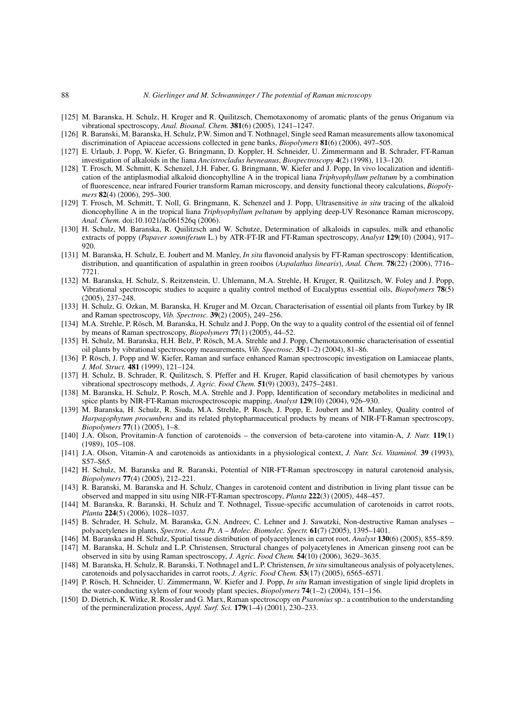[125] M. Baranska, H. Schulz, H. Kruger and R. Quilitzsch, Chemotaxonomy of aromatic plants of the genus Origanum via vibrational spectroscopy, *Anal. Bioanal. Chem.* **381**(6) (2005), 1241–1247.

[126] R. Baranski, M. Baranska, H. Schulz, P.W. Simon and T. Nothnagel, Single seed Raman measurements allow taxonomical discrimination of Apiaceae accessions collected in gene banks, *Biopolymers* **81**(6) (2006), 497–505.

[127] E. Urlaub, J. Popp, W. Kiefer, G. Bringmann, D. Koppler, H. Schneider, U. Zimmermann and B. Schrader, FT-Raman investigation of alkaloids in the liana *Ancistrocladus heyneanus*, *Biospectroscopy* **4**(2) (1998), 113–120.

[128] T. Frosch, M. Schmitt, K. Schenzel, J.H. Faber, G. Bringmann, W. Kiefer and J. Popp, In vivo localization and identification of the antiplasmodial alkaloid dioncophylline A in the tropical liana *Triphyophyllum peltatum* by a combination of fluorescence, near infrared Fourier transform Raman microscopy, and density functional theory calculations, *Biopolymers* **82**(4) (2006), 295–300.

[129] T. Frosch, M. Schmitt, T. Noll, G. Bringmann, K. Schenzel and J. Popp, Ultrasensitive *in situ* tracing of the alkaloid dioncophylline A in the tropical liana *Triphyophyllum peltatum* by applying deep-UV Resonance Raman microscopy, *Anal. Chem.* doi:10.1021/ac061526q (2006).

[130] H. Schulz, M. Baranska, R. Quilitzsch and W. Schutze, Determination of alkaloids in capsules, milk and ethanolic extracts of poppy (*Papaver somniferum* L.) by ATR-FT-IR and FT-Raman spectroscopy, *Analyst* **129**(10) (2004), 917–920.

[131] M. Baranska, H. Schulz, E. Joubert and M. Manley, *In situ* flavonoid analysis by FT-Raman spectroscopy: Identification, distribution, and quantification of aspalathin in green rooibos (*Aspalathus linearis*), *Anal. Chem.* **78**(22) (2006), 7716–7721.

[132] M. Baranska, H. Schulz, S. Reitzenstein, U. Uhlemann, M.A. Strehle, H. Kruger, R. Quilitzsch, W. Foley and J. Popp, Vibrational spectroscopic studies to acquire a quality control method of Eucalyptus essential oils, *Biopolymers* **78**(5) (2005), 237–248.

[133] H. Schulz, G. Ozkan, M. Baranska, H. Kruger and M. Ozcan, Characterisation of essential oil plants from Turkey by IR and Raman spectroscopy, *Vib. Spectrosc.* **39**(2) (2005), 249–256.

[134] M.A. Strehle, P. Rösch, M. Baranska, H. Schulz and J. Popp, On the way to a quality control of the essential oil of fennel by means of Raman spectroscopy, *Biopolymers* **77**(1) (2005), 44–52.

[135] H. Schulz, M. Baranska, H.H. Belz, P. Rösch, M.A. Strehle and J. Popp, Chemotaxonomic characterisation of essential oil plants by vibrational spectroscopy measurements, *Vib. Spectrosc.* **35**(1–2) (2004), 81–86.

[136] P. Rösch, J. Popp and W. Kiefer, Raman and surface enhanced Raman spectroscopic investigation on Lamiaceae plants, *J. Mol. Struct.* **481** (1999), 121–124.

[137] H. Schulz, B. Schrader, R. Quilitzsch, S. Pfeffer and H. Kruger, Rapid classification of basil chemotypes by various vibrational spectroscopy methods, *J. Agric. Food Chem.* **51**(9) (2003), 2475–2481.

[138] M. Baranska, H. Schulz, P. Rosch, M.A. Strehle and J. Popp, Identification of secondary metabolites in medicinal and spice plants by NIR-FT-Raman microspectroscopic mapping, *Analyst* **129**(10) (2004), 926–930.

[139] M. Baranska, H. Schulz, R. Siuda, M.A. Strehle, P. Rosch, J. Popp, E. Joubert and M. Manley, Quality control of *Harpagophytum procumbens* and its related phytopharmaceutical products by means of NIR-FT-Raman spectroscopy, *Biopolymers* **77**(1) (2005), 1–8.

[140] J.A. Olson, Provitamin-A function of carotenoids – the conversion of beta-carotene into vitamin-A, *J. Nutr.* **119**(1) (1989), 105–108.

[141] J.A. Olson, Vitamin-A and carotenoids as antioxidants in a physiological context, *J. Nutr. Sci. Vitaminol.* **39** (1993), S57–S65.

[142] H. Schulz, M. Baranska and R. Baranski, Potential of NIR-FT-Raman spectroscopy in natural carotenoid analysis, *Biopolymers* **77**(4) (2005), 212–221.

[143] R. Baranski, M. Baranska and H. Schulz, Changes in carotenoid content and distribution in living plant tissue can be observed and mapped in situ using NIR-FT-Raman spectroscopy, *Planta* **222**(3) (2005), 448–457.

[144] M. Baranska, R. Baranski, H. Schulz and T. Nothnagel, Tissue-specific accumulation of carotenoids in carrot roots, *Planta* **224**(5) (2006), 1028–1037.

[145] B. Schrader, H. Schulz, M. Baranska, G.N. Andreev, C. Lehner and J. Sawatzki, Non-destructive Raman analyses – polyacetylenes in plants, *Spectroc. Acta Pt. A – Molec. Biomolec. Spectr.* **61**(7) (2005), 1395–1401.

[146] M. Baranska and H. Schulz, Spatial tissue distribution of polyacetylenes in carrot root, *Analyst* **130**(6) (2005), 855–859.

[147] M. Baranska, H. Schulz and L.P. Christensen, Structural changes of polyacetylenes in American ginseng root can be observed in situ by using Raman spectroscopy, *J. Agric. Food Chem.* **54**(10) (2006), 3629–3635.

[148] M. Baranska, H. Schulz, R. Baranski, T. Nothnagel and L.P. Christensen, *In situ* simultaneous analysis of polyacetylenes, carotenoids and polysaccharides in carrot roots, *J. Agric. Food Chem.* **53**(17) (2005), 6565–6571.

[149] P. Rösch, H. Schneider, U. Zimmermann, W. Kiefer and J. Popp, *In situ* Raman investigation of single lipid droplets in the water-conducting xylem of four woody plant species, *Biopolymers* **74**(1–2) (2004), 151–156.

[150] D. Dietrich, K. Witke, R. Rossler and G. Marx, Raman spectroscopy on *Psaronius* sp.: a contribution to the understanding of the permineralization process, *Appl. Surf. Sci.* **179**(1–4) (2001), 230–233.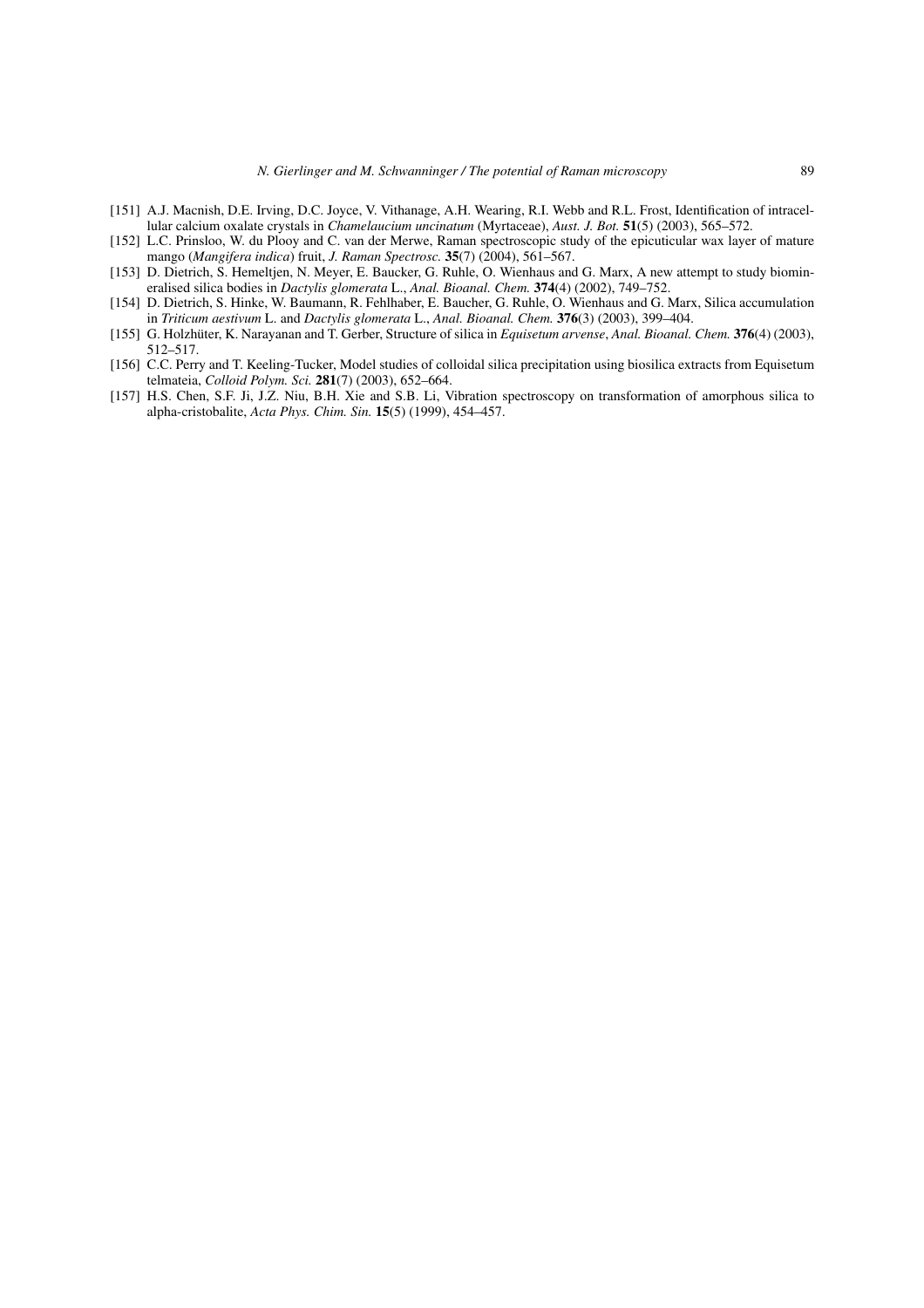[151] A.J. Macnish, D.E. Irving, D.C. Joyce, V. Vithanage, A.H. Wearing, R.I. Webb and R.L. Frost, Identification of intracellular calcium oxalate crystals in *Chamelaucium uncinatum* (Myrtaceae), *Aust. J. Bot.* **51**(5) (2003), 565–572.

[152] L.C. Prinsloo, W. du Plooy and C. van der Merwe, Raman spectroscopic study of the epicuticular wax layer of mature mango (*Mangifera indica*) fruit, *J. Raman Spectrosc.* **35**(7) (2004), 561–567.

[153] D. Dietrich, S. Hemeltjen, N. Meyer, E. Baucker, G. Ruhle, O. Wienhaus and G. Marx, A new attempt to study biomineralised silica bodies in *Dactylis glomerata* L., *Anal. Bioanal. Chem.* **374**(4) (2002), 749–752.

[154] D. Dietrich, S. Hinke, W. Baumann, R. Fehlhaber, E. Baucher, G. Ruhle, O. Wienhaus and G. Marx, Silica accumulation in *Triticum aestivum* L. and *Dactylis glomerata* L., *Anal. Bioanal. Chem.* **376**(3) (2003), 399–404.

[155] G. Holzhüter, K. Narayanan and T. Gerber, Structure of silica in *Equisetum arvense*, *Anal. Bioanal. Chem.* **376**(4) (2003), 512–517.

[156] C.C. Perry and T. Keeling-Tucker, Model studies of colloidal silica precipitation using biosilica extracts from Equisetum telmateia, *Colloid Polym. Sci.* **281**(7) (2003), 652–664.

[157] H.S. Chen, S.F. Ji, J.Z. Niu, B.H. Xie and S.B. Li, Vibration spectroscopy on transformation of amorphous silica to alpha-cristobalite, *Acta Phys. Chim. Sin.* **15**(5) (1999), 454–457.